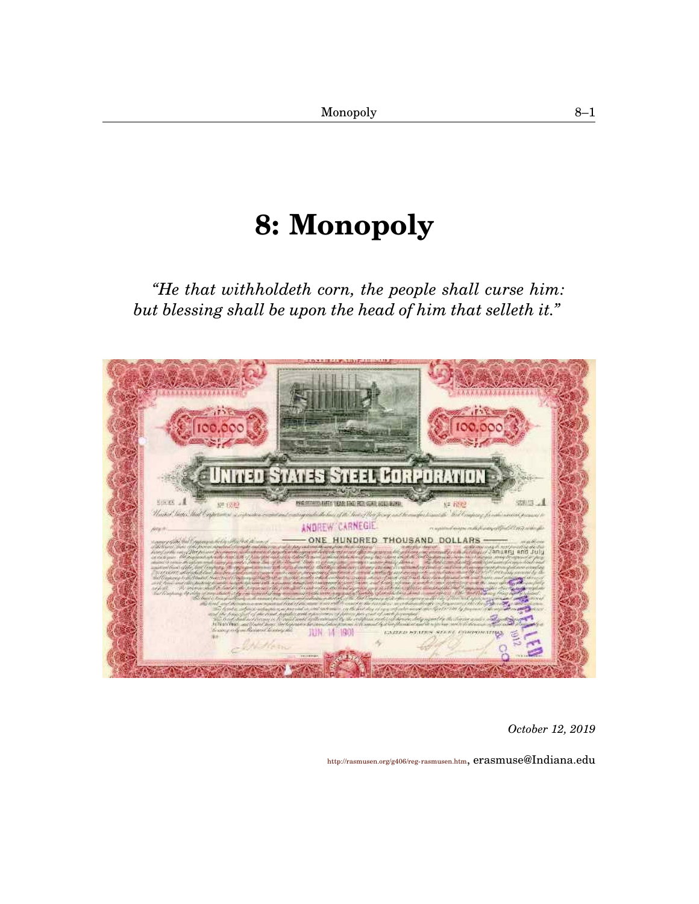# 8: Monopoly

*"He that withholdeth corn, the people shall curse him: but blessing shall be upon the head of him that selleth it."*

*October 12, 2019*

http://rasmusen.org/g406/reg-rasmusen.htm, erasmuse@Indiana.edu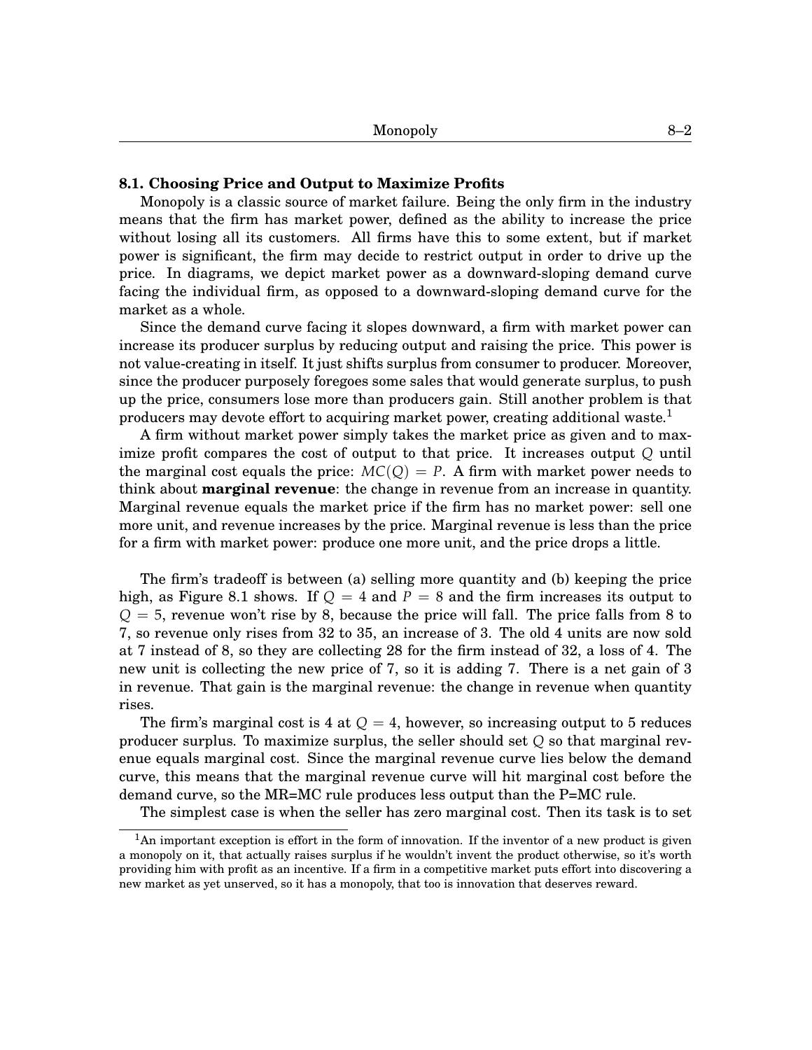### 8.1. Choosing Price and Output to Maximize Profits

Monopoly is a classic source of market failure. Being the only firm in the industry means that the firm has market power, defined as the ability to increase the price without losing all its customers. All firms have this to some extent, but if market power is significant, the firm may decide to restrict output in order to drive up the price. In diagrams, we depict market power as a downward-sloping demand curve facing the individual firm, as opposed to a downward-sloping demand curve for the market as a whole.

Since the demand curve facing it slopes downward, a firm with market power can increase its producer surplus by reducing output and raising the price. This power is not value-creating in itself. It just shifts surplus from consumer to producer. Moreover, since the producer purposely foregoes some sales that would generate surplus, to push up the price, consumers lose more than producers gain. Still another problem is that producers may devote effort to acquiring market power, creating additional waste.[1]

A firm without market power simply takes the market price as given and to maximize profit compares the cost of output to that price. It increases output $Q$ until the marginal cost equals the price: $MC(Q) = P$. A firm with market power needs to think about **marginal revenue**: the change in revenue from an increase in quantity. Marginal revenue equals the market price if the firm has no market power: sell one more unit, and revenue increases by the price. Marginal revenue is less than the price for a firm with market power: produce one more unit, and the price drops a little.

The firm's tradeoff is between (a) selling more quantity and (b) keeping the price high, as Figure 8.1 shows. If $Q = 4$ and $P = 8$ and the firm increases its output to $Q = 5$, revenue won't rise by 8, because the price will fall. The price falls from 8 to 7, so revenue only rises from 32 to 35, an increase of 3. The old 4 units are now sold at 7 instead of 8, so they are collecting 28 for the firm instead of 32, a loss of 4. The new unit is collecting the new price of 7, so it is adding 7. There is a net gain of 3 in revenue. That gain is the marginal revenue: the change in revenue when quantity rises.

The firm's marginal cost is 4 at $Q = 4$, however, so increasing output to 5 reduces producer surplus. To maximize surplus, the seller should set $Q$ so that marginal revenue equals marginal cost. Since the marginal revenue curve lies below the demand curve, this means that the marginal revenue curve will hit marginal cost before the demand curve, so the MR=MC rule produces less output than the P=MC rule.

The simplest case is when the seller has zero marginal cost. Then its task is to set

[1] An important exception is effort in the form of innovation. If the inventor of a new product is given a monopoly on it, that actually raises surplus if he wouldn't invent the product otherwise, so it's worth providing him with profit as an incentive. If a firm in a competitive market puts effort into discovering a new market as yet unserved, so it has a monopoly, that too is innovation that deserves reward.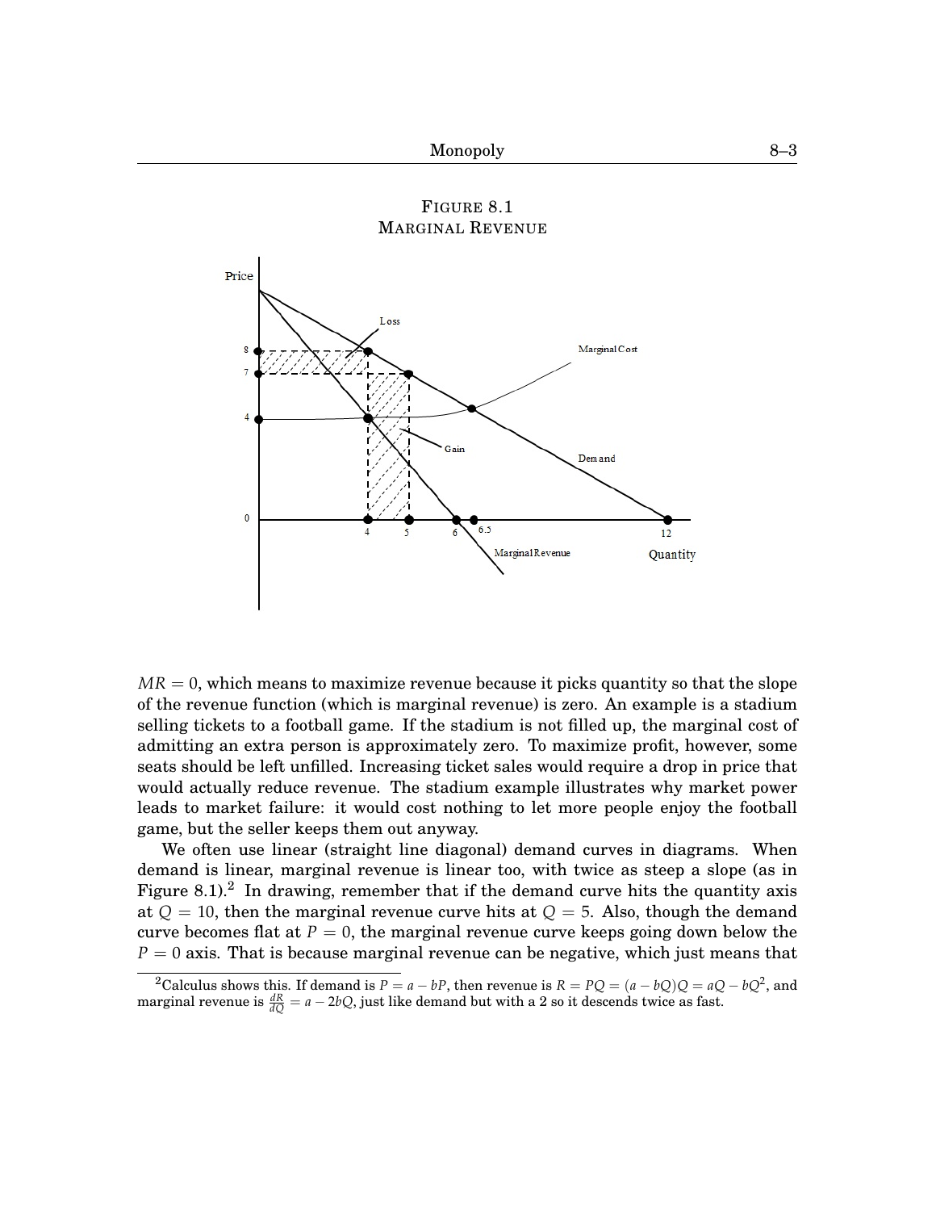FIGURE 8.1
MARGINAL REVENUE

$MR = 0$, which means to maximize revenue because it picks quantity so that the slope of the revenue function (which is marginal revenue) is zero. An example is a stadium selling tickets to a football game. If the stadium is not filled up, the marginal cost of admitting an extra person is approximately zero. To maximize profit, however, some seats should be left unfilled. Increasing ticket sales would require a drop in price that would actually reduce revenue. The stadium example illustrates why market power leads to market failure: it would cost nothing to let more people enjoy the football game, but the seller keeps them out anyway.

We often use linear (straight line diagonal) demand curves in diagrams. When demand is linear, marginal revenue is linear too, with twice as steep a slope (as in Figure 8.1).[2] In drawing, remember that if the demand curve hits the quantity axis at $Q = 10$, then the marginal revenue curve hits at $Q = 5$. Also, though the demand curve becomes flat at $P = 0$, the marginal revenue curve keeps going down below the $P = 0$ axis. That is because marginal revenue can be negative, which just means that

[2]Calculus shows this. If demand is $P = a - bP$, then revenue is $R = PQ = (a - bQ)Q = aQ - bQ^2$, and marginal revenue is $\frac{dR}{dQ} = a - 2bQ$, just like demand but with a 2 so it descends twice as fast.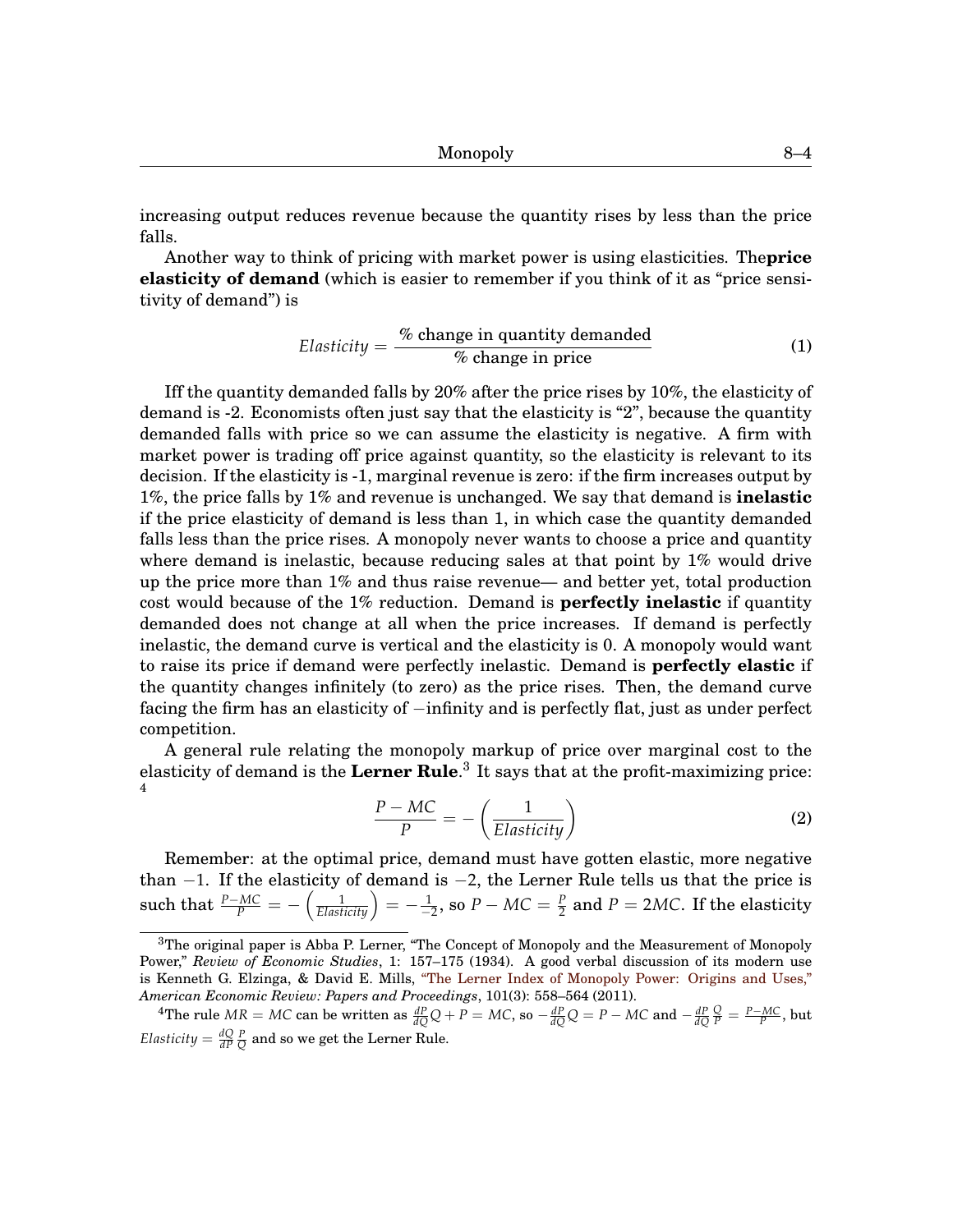increasing output reduces revenue because the quantity rises by less than the price falls.

Another way to think of pricing with market power is using elasticities. The**price elasticity of demand** (which is easier to remember if you think of it as "price sensitivity of demand") is

$$Elasticity = \frac{\text{\% change in quantity demanded}}{\text{\% change in price}} \tag{1}$$

Iff the quantity demanded falls by 20% after the price rises by 10%, the elasticity of demand is -2. Economists often just say that the elasticity is "2", because the quantity demanded falls with price so we can assume the elasticity is negative. A firm with market power is trading off price against quantity, so the elasticity is relevant to its decision. If the elasticity is -1, marginal revenue is zero: if the firm increases output by 1%, the price falls by 1% and revenue is unchanged. We say that demand is **inelastic** if the price elasticity of demand is less than 1, in which case the quantity demanded falls less than the price rises. A monopoly never wants to choose a price and quantity where demand is inelastic, because reducing sales at that point by 1% would drive up the price more than 1% and thus raise revenue— and better yet, total production cost would because of the 1% reduction. Demand is **perfectly inelastic** if quantity demanded does not change at all when the price increases. If demand is perfectly inelastic, the demand curve is vertical and the elasticity is 0. A monopoly would want to raise its price if demand were perfectly inelastic. Demand is **perfectly elastic** if the quantity changes infinitely (to zero) as the price rises. Then, the demand curve facing the firm has an elasticity of $-$infinity and is perfectly flat, just as under perfect competition.

A general rule relating the monopoly markup of price over marginal cost to the elasticity of demand is the **Lerner Rule**.[3] It says that at the profit-maximizing price: [4]

$$\frac{P - MC}{P} = -\left(\frac{1}{Elasticity}\right) \tag{2}$$

Remember: at the optimal price, demand must have gotten elastic, more negative than $-1$. If the elasticity of demand is $-2$, the Lerner Rule tells us that the price is such that $\frac{P-MC}{P} = -\left(\frac{1}{Elasticity}\right) = -\frac{1}{-2}$, so $P - MC = \frac{P}{2}$ and $P = 2MC$. If the elasticity

[3] The original paper is Abba P. Lerner, "The Concept of Monopoly and the Measurement of Monopoly Power," *Review of Economic Studies*, 1: 157–175 (1934). A good verbal discussion of its modern use is Kenneth G. Elzinga, & David E. Mills, "The Lerner Index of Monopoly Power: Origins and Uses," *American Economic Review: Papers and Proceedings*, 101(3): 558–564 (2011).

[4] The rule $MR = MC$ can be written as $\frac{dP}{dQ}Q + P = MC$, so $-\frac{dP}{dQ}Q = P - MC$ and $-\frac{dP}{dQ}\frac{Q}{P} = \frac{P-MC}{P}$, but $Elasticity = \frac{dQ}{dP}\frac{P}{Q}$ and so we get the Lerner Rule.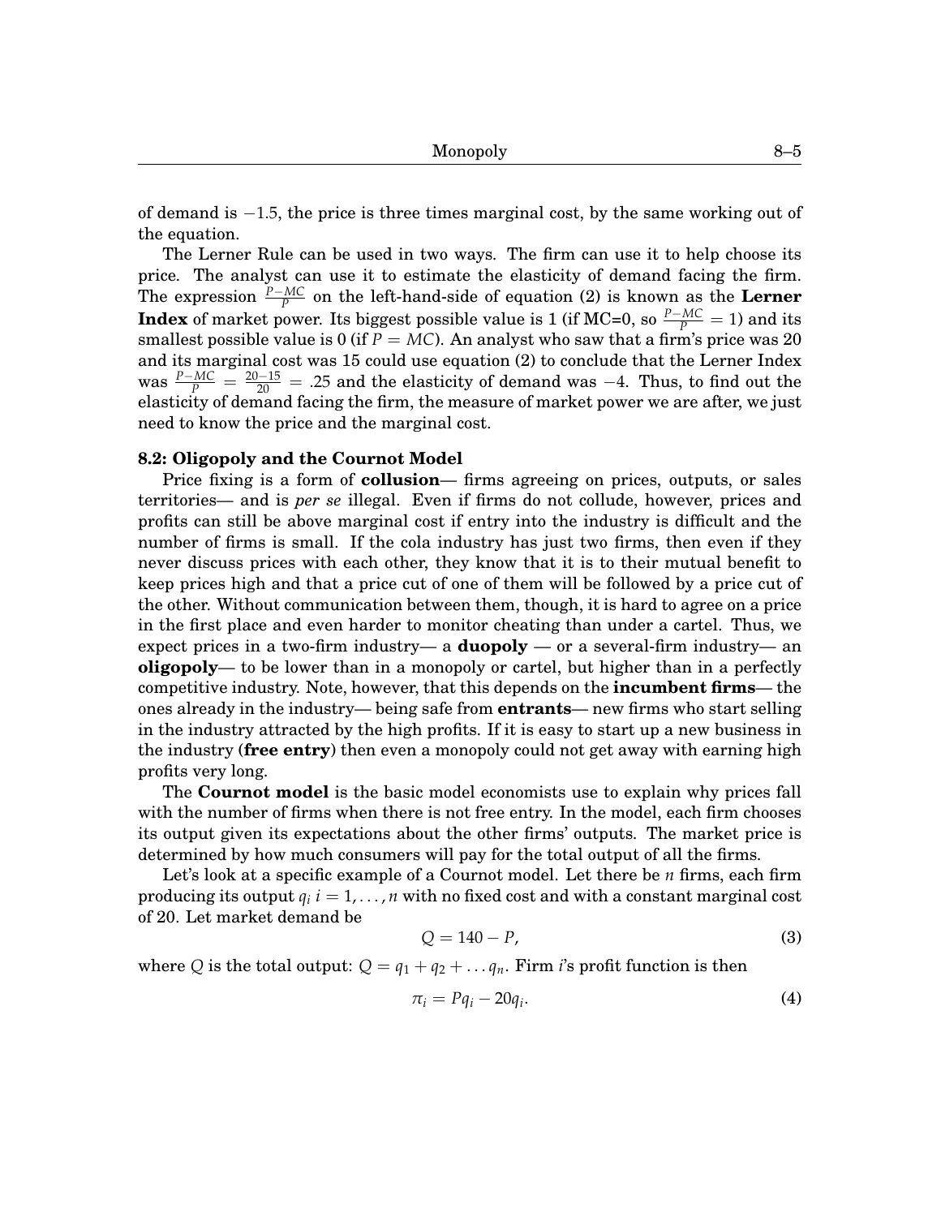of demand is $-1.5$, the price is three times marginal cost, by the same working out of the equation.

The Lerner Rule can be used in two ways. The firm can use it to help choose its price. The analyst can use it to estimate the elasticity of demand facing the firm. The expression $\frac{P-MC}{P}$ on the left-hand-side of equation (2) is known as the **Lerner Index** of market power. Its biggest possible value is 1 (if MC=0, so $\frac{P-MC}{P} = 1$) and its smallest possible value is 0 (if $P = MC$). An analyst who saw that a firm's price was 20 and its marginal cost was 15 could use equation (2) to conclude that the Lerner Index was $\frac{P-MC}{P} = \frac{20-15}{20} = .25$ and the elasticity of demand was $-4$. Thus, to find out the elasticity of demand facing the firm, the measure of market power we are after, we just need to know the price and the marginal cost.

### 8.2: Oligopoly and the Cournot Model

Price fixing is a form of **collusion**— firms agreeing on prices, outputs, or sales territories— and is *per se* illegal. Even if firms do not collude, however, prices and profits can still be above marginal cost if entry into the industry is difficult and the number of firms is small. If the cola industry has just two firms, then even if they never discuss prices with each other, they know that it is to their mutual benefit to keep prices high and that a price cut of one of them will be followed by a price cut of the other. Without communication between them, though, it is hard to agree on a price in the first place and even harder to monitor cheating than under a cartel. Thus, we expect prices in a two-firm industry— a **duopoly** — or a several-firm industry— an **oligopoly**— to be lower than in a monopoly or cartel, but higher than in a perfectly competitive industry. Note, however, that this depends on the **incumbent firms**— the ones already in the industry— being safe from **entrants**— new firms who start selling in the industry attracted by the high profits. If it is easy to start up a new business in the industry (**free entry**) then even a monopoly could not get away with earning high profits very long.

The **Cournot model** is the basic model economists use to explain why prices fall with the number of firms when there is not free entry. In the model, each firm chooses its output given its expectations about the other firms' outputs. The market price is determined by how much consumers will pay for the total output of all the firms.

Let's look at a specific example of a Cournot model. Let there be $n$ firms, each firm producing its output $q_i$ $i = 1, \ldots, n$ with no fixed cost and with a constant marginal cost of 20. Let market demand be

$$Q = 140 - P, \tag{3}$$

where $Q$ is the total output: $Q = q_1 + q_2 + \ldots q_n$. Firm $i$'s profit function is then

$$\pi_i = Pq_i - 20q_i. \tag{4}$$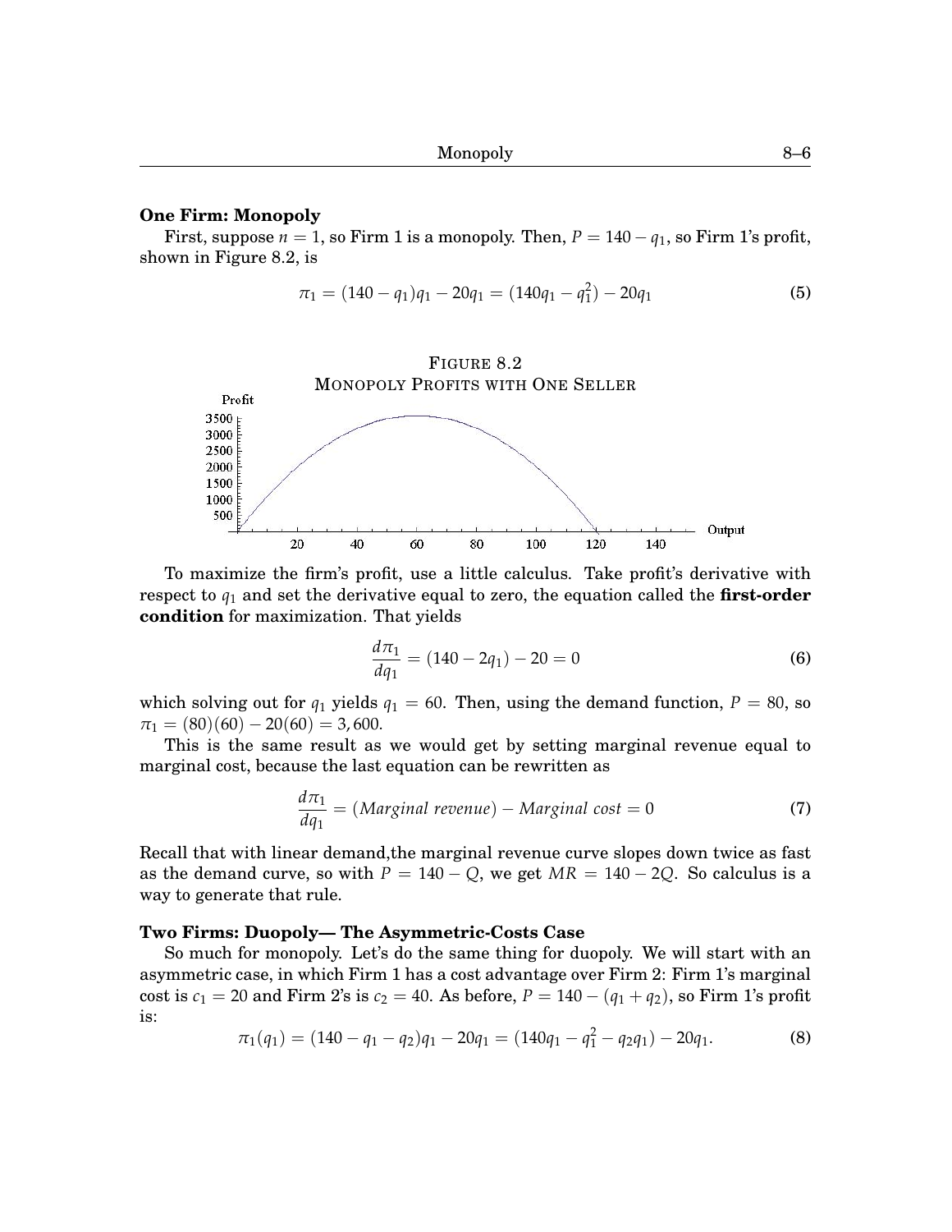**One Firm: Monopoly**

First, suppose $n = 1$, so Firm 1 is a monopoly. Then, $P = 140 - q_1$, so Firm 1's profit, shown in Figure 8.2, is

$$\pi_1 = (140 - q_1)q_1 - 20q_1 = (140q_1 - q_1^2) - 20q_1 \tag{5}$$

FIGURE 8.2
MONOPOLY PROFITS WITH ONE SELLER

To maximize the firm's profit, use a little calculus. Take profit's derivative with respect to $q_1$ and set the derivative equal to zero, the equation called the **first-order condition** for maximization. That yields

$$\frac{d\pi_1}{dq_1} = (140 - 2q_1) - 20 = 0 \tag{6}$$

which solving out for $q_1$ yields $q_1 = 60$. Then, using the demand function, $P = 80$, so $\pi_1 = (80)(60) - 20(60) = 3,600$.

This is the same result as we would get by setting marginal revenue equal to marginal cost, because the last equation can be rewritten as

$$\frac{d\pi_1}{dq_1} = (\textit{Marginal revenue}) - \textit{Marginal cost} = 0 \tag{7}$$

Recall that with linear demand,the marginal revenue curve slopes down twice as fast as the demand curve, so with $P = 140 - Q$, we get $MR = 140 - 2Q$. So calculus is a way to generate that rule.

**Two Firms: Duopoly— The Asymmetric-Costs Case**

So much for monopoly. Let's do the same thing for duopoly. We will start with an asymmetric case, in which Firm 1 has a cost advantage over Firm 2: Firm 1's marginal cost is $c_1 = 20$ and Firm 2's is $c_2 = 40$. As before, $P = 140 - (q_1 + q_2)$, so Firm 1's profit is:

$$\pi_1(q_1) = (140 - q_1 - q_2)q_1 - 20q_1 = (140q_1 - q_1^2 - q_2q_1) - 20q_1. \tag{8}$$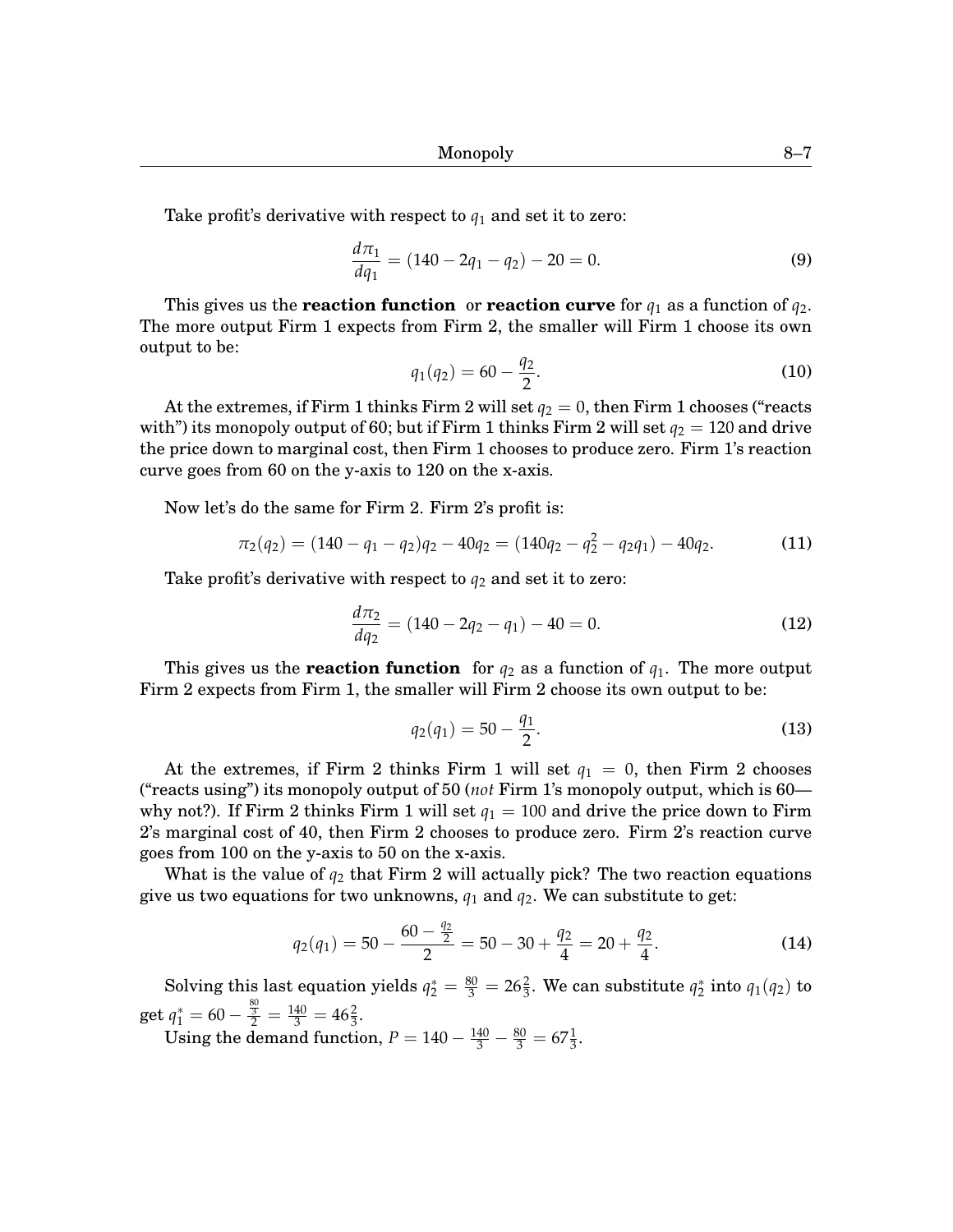Take profit's derivative with respect to $q_1$ and set it to zero:

$$\frac{d\pi_1}{dq_1} = (140 - 2q_1 - q_2) - 20 = 0. \tag{9}$$

This gives us the **reaction function** or **reaction curve** for $q_1$ as a function of $q_2$. The more output Firm 1 expects from Firm 2, the smaller will Firm 1 choose its own output to be:

$$q_1(q_2) = 60 - \frac{q_2}{2}. \tag{10}$$

At the extremes, if Firm 1 thinks Firm 2 will set $q_2 = 0$, then Firm 1 chooses ("reacts with") its monopoly output of 60; but if Firm 1 thinks Firm 2 will set $q_2 = 120$ and drive the price down to marginal cost, then Firm 1 chooses to produce zero. Firm 1's reaction curve goes from 60 on the y-axis to 120 on the x-axis.

Now let's do the same for Firm 2. Firm 2's profit is:

$$\pi_2(q_2) = (140 - q_1 - q_2)q_2 - 40q_2 = (140q_2 - q_2^2 - q_2q_1) - 40q_2. \tag{11}$$

Take profit's derivative with respect to $q_2$ and set it to zero:

$$\frac{d\pi_2}{dq_2} = (140 - 2q_2 - q_1) - 40 = 0. \tag{12}$$

This gives us the **reaction function** for $q_2$ as a function of $q_1$. The more output Firm 2 expects from Firm 1, the smaller will Firm 2 choose its own output to be:

$$q_2(q_1) = 50 - \frac{q_1}{2}. \tag{13}$$

At the extremes, if Firm 2 thinks Firm 1 will set $q_1 = 0$, then Firm 2 chooses ("reacts using") its monopoly output of 50 (*not* Firm 1's monopoly output, which is 60—why not?). If Firm 2 thinks Firm 1 will set $q_1 = 100$ and drive the price down to Firm 2's marginal cost of 40, then Firm 2 chooses to produce zero. Firm 2's reaction curve goes from 100 on the y-axis to 50 on the x-axis.

What is the value of $q_2$ that Firm 2 will actually pick? The two reaction equations give us two equations for two unknowns, $q_1$ and $q_2$. We can substitute to get:

$$q_2(q_1) = 50 - \frac{60 - \frac{q_2}{2}}{2} = 50 - 30 + \frac{q_2}{4} = 20 + \frac{q_2}{4}. \tag{14}$$

Solving this last equation yields $q_2^* = \frac{80}{3} = 26\frac{2}{3}$. We can substitute $q_2^*$ into $q_1(q_2)$ to get $q_1^* = 60 - \frac{\frac{80}{3}}{2} = \frac{140}{3} = 46\frac{2}{3}$.

Using the demand function, $P = 140 - \frac{140}{3} - \frac{80}{3} = 67\frac{1}{3}$.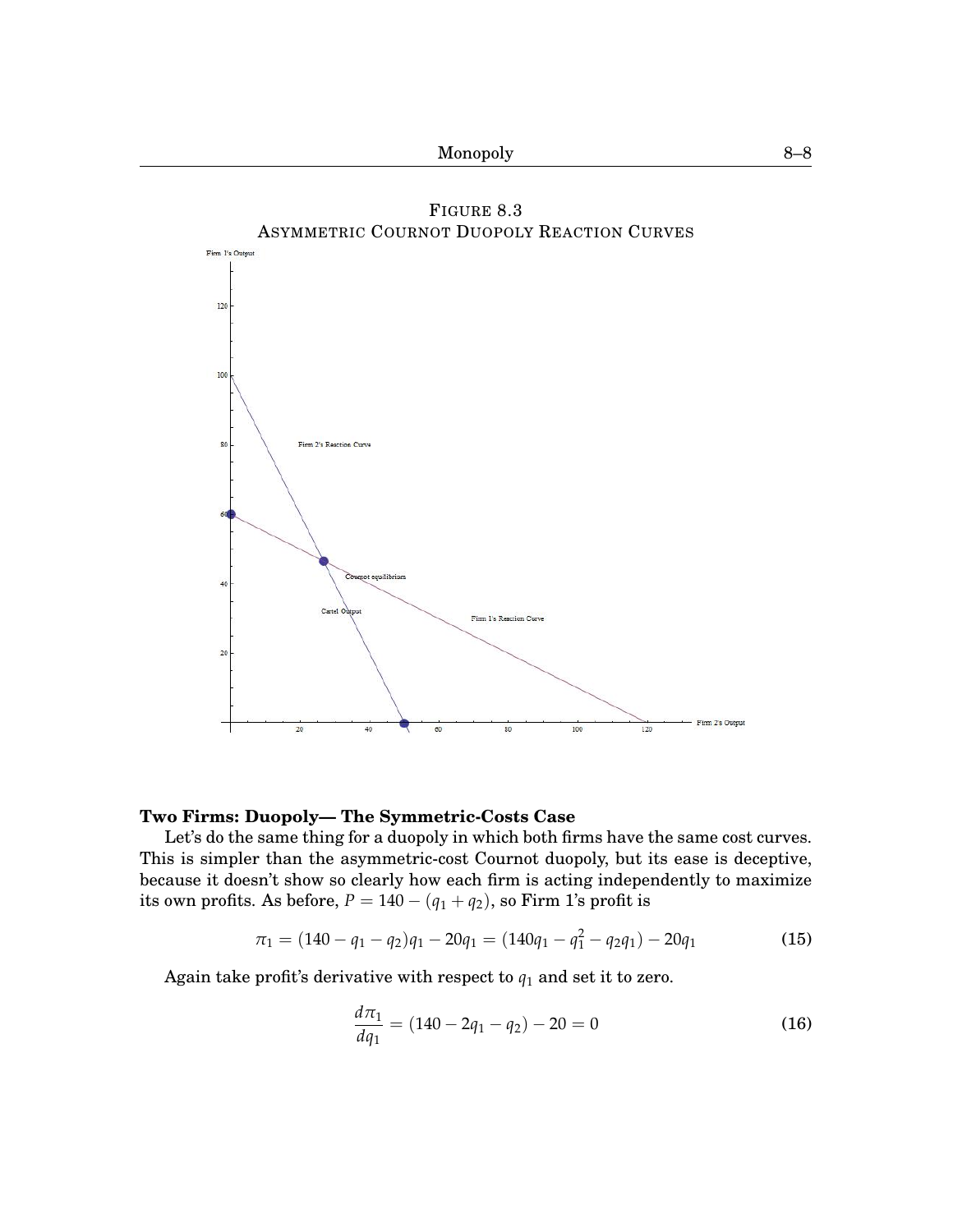FIGURE 8.3
ASYMMETRIC COURNOT DUOPOLY REACTION CURVES

**Two Firms: Duopoly— The Symmetric-Costs Case**

Let's do the same thing for a duopoly in which both firms have the same cost curves. This is simpler than the asymmetric-cost Cournot duopoly, but its ease is deceptive, because it doesn't show so clearly how each firm is acting independently to maximize its own profits. As before, $P = 140 - (q_1 + q_2)$, so Firm 1's profit is

$$\pi_1 = (140 - q_1 - q_2)q_1 - 20q_1 = (140q_1 - q_1^2 - q_2q_1) - 20q_1 \tag{15}$$

Again take profit's derivative with respect to $q_1$ and set it to zero.

$$\frac{d\pi_1}{dq_1} = (140 - 2q_1 - q_2) - 20 = 0 \tag{16}$$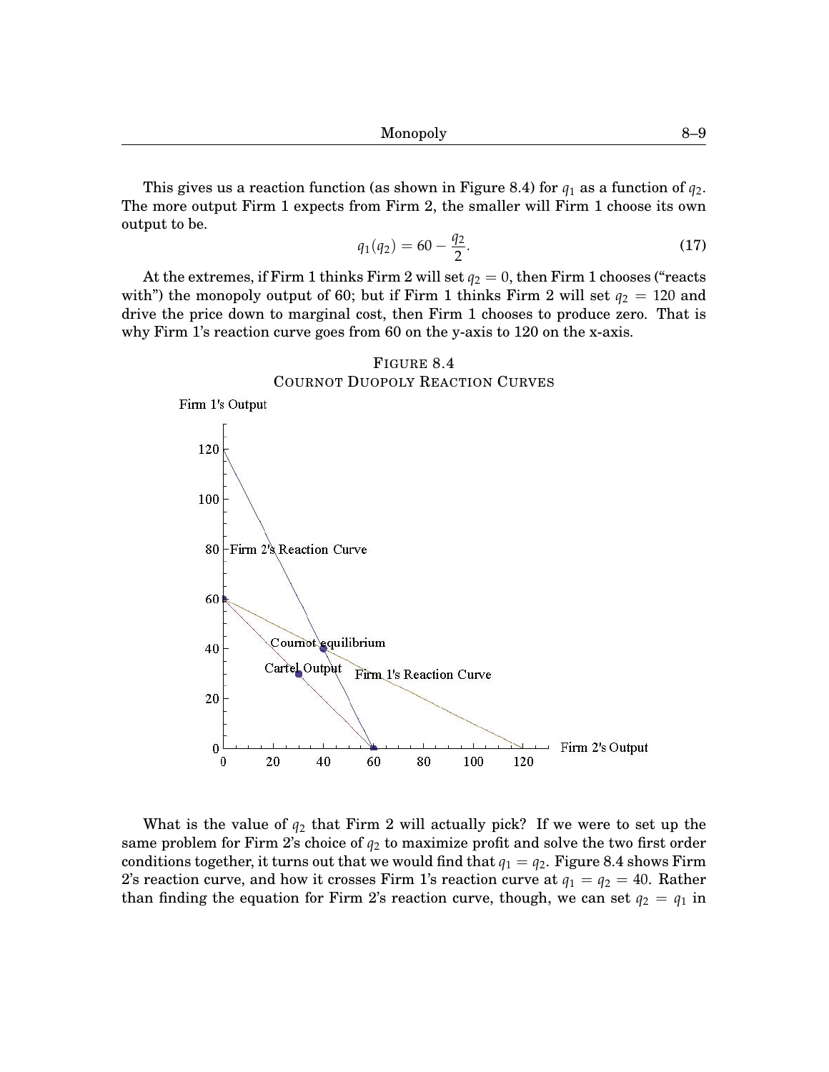This gives us a reaction function (as shown in Figure 8.4) for $q_1$ as a function of $q_2$. The more output Firm 1 expects from Firm 2, the smaller will Firm 1 choose its own output to be.

$$q_1(q_2) = 60 - \frac{q_2}{2}. \tag{17}$$

At the extremes, if Firm 1 thinks Firm 2 will set $q_2 = 0$, then Firm 1 chooses ("reacts with") the monopoly output of 60; but if Firm 1 thinks Firm 2 will set $q_2 = 120$ and drive the price down to marginal cost, then Firm 1 chooses to produce zero. That is why Firm 1's reaction curve goes from 60 on the y-axis to 120 on the x-axis.

FIGURE 8.4
COURNOT DUOPOLY REACTION CURVES

What is the value of $q_2$ that Firm 2 will actually pick? If we were to set up the same problem for Firm 2's choice of $q_2$ to maximize profit and solve the two first order conditions together, it turns out that we would find that $q_1 = q_2$. Figure 8.4 shows Firm 2's reaction curve, and how it crosses Firm 1's reaction curve at $q_1 = q_2 = 40$. Rather than finding the equation for Firm 2's reaction curve, though, we can set $q_2 = q_1$ in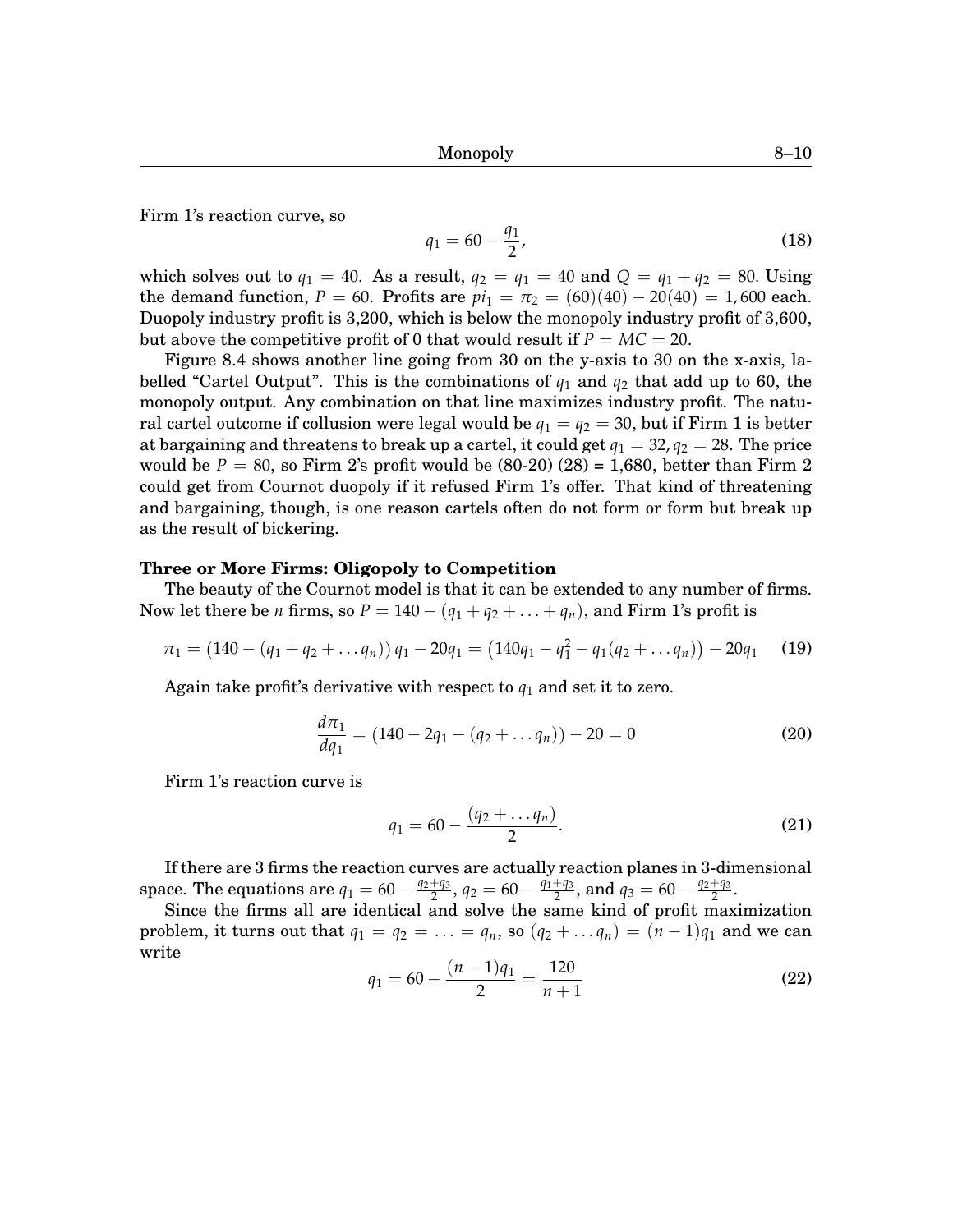Firm 1's reaction curve, so

$$q_1 = 60 - \frac{q_1}{2}, \tag{18}$$

which solves out to $q_1 = 40$. As a result, $q_2 = q_1 = 40$ and $Q = q_1 + q_2 = 80$. Using the demand function, $P = 60$. Profits are $pi_1 = \pi_2 = (60)(40) - 20(40) = 1,600$ each. Duopoly industry profit is 3,200, which is below the monopoly industry profit of 3,600, but above the competitive profit of 0 that would result if $P = MC = 20$.

Figure 8.4 shows another line going from 30 on the y-axis to 30 on the x-axis, labelled "Cartel Output". This is the combinations of $q_1$ and $q_2$ that add up to 60, the monopoly output. Any combination on that line maximizes industry profit. The natural cartel outcome if collusion were legal would be $q_1 = q_2 = 30$, but if Firm 1 is better at bargaining and threatens to break up a cartel, it could get $q_1 = 32, q_2 = 28$. The price would be $P = 80$, so Firm 2's profit would be (80-20) (28) = 1,680, better than Firm 2 could get from Cournot duopoly if it refused Firm 1's offer. That kind of threatening and bargaining, though, is one reason cartels often do not form or form but break up as the result of bickering.

**Three or More Firms: Oligopoly to Competition**

The beauty of the Cournot model is that it can be extended to any number of firms. Now let there be $n$ firms, so $P = 140 - (q_1 + q_2 + \ldots + q_n)$, and Firm 1's profit is

$$\pi_1 = (140 - (q_1 + q_2 + \ldots q_n))\, q_1 - 20q_1 = \left(140q_1 - q_1^2 - q_1(q_2 + \ldots q_n)\right) - 20q_1 \tag{19}$$

Again take profit's derivative with respect to $q_1$ and set it to zero.

$$\frac{d\pi_1}{dq_1} = (140 - 2q_1 - (q_2 + \ldots q_n)) - 20 = 0 \tag{20}$$

Firm 1's reaction curve is

$$q_1 = 60 - \frac{(q_2 + \ldots q_n)}{2}. \tag{21}$$

If there are 3 firms the reaction curves are actually reaction planes in 3-dimensional space. The equations are $q_1 = 60 - \frac{q_2+q_3}{2}$, $q_2 = 60 - \frac{q_1+q_3}{2}$, and $q_3 = 60 - \frac{q_2+q_3}{2}$.

Since the firms all are identical and solve the same kind of profit maximization problem, it turns out that $q_1 = q_2 = \ldots = q_n$, so $(q_2 + \ldots q_n) = (n-1)q_1$ and we can write

$$q_1 = 60 - \frac{(n-1)q_1}{2} = \frac{120}{n+1} \tag{22}$$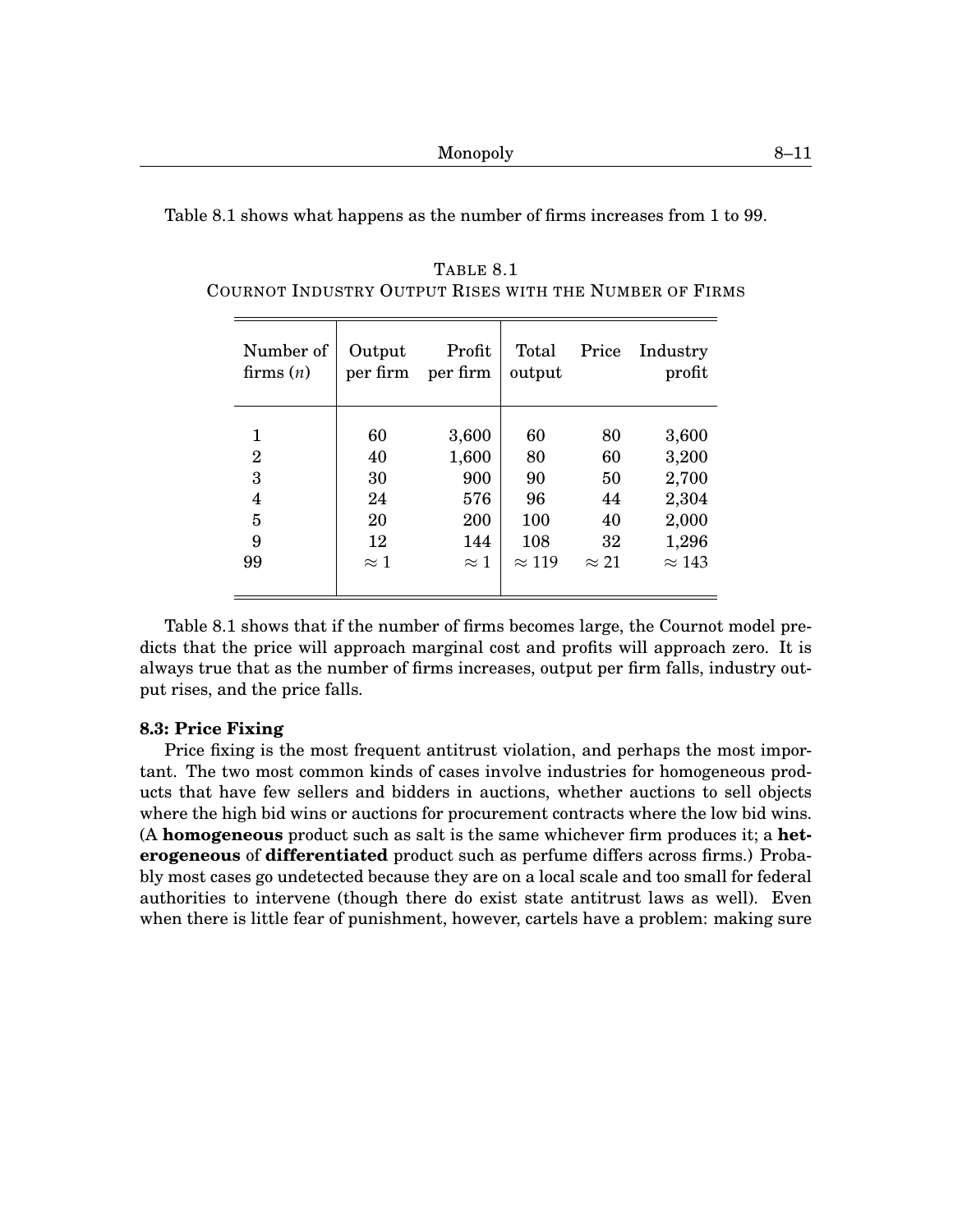Table 8.1 shows what happens as the number of firms increases from 1 to 99.

TABLE 8.1
COURNOT INDUSTRY OUTPUT RISES WITH THE NUMBER OF FIRMS

| Number of firms ($n$) | Output per firm | Profit per firm | Total output | Price | Industry profit |
|---|---|---|---|---|---|
| 1 | 60 | 3,600 | 60 | 80 | 3,600 |
| 2 | 40 | 1,600 | 80 | 60 | 3,200 |
| 3 | 30 | 900 | 90 | 50 | 2,700 |
| 4 | 24 | 576 | 96 | 44 | 2,304 |
| 5 | 20 | 200 | 100 | 40 | 2,000 |
| 9 | 12 | 144 | 108 | 32 | 1,296 |
| 99 | $\approx 1$ | $\approx 1$ | $\approx 119$ | $\approx 21$ | $\approx 143$ |

Table 8.1 shows that if the number of firms becomes large, the Cournot model predicts that the price will approach marginal cost and profits will approach zero. It is always true that as the number of firms increases, output per firm falls, industry output rises, and the price falls.

**8.3: Price Fixing**

Price fixing is the most frequent antitrust violation, and perhaps the most important. The two most common kinds of cases involve industries for homogeneous products that have few sellers and bidders in auctions, whether auctions to sell objects where the high bid wins or auctions for procurement contracts where the low bid wins. (A **homogeneous** product such as salt is the same whichever firm produces it; a **heterogeneous** of **differentiated** product such as perfume differs across firms.) Probably most cases go undetected because they are on a local scale and too small for federal authorities to intervene (though there do exist state antitrust laws as well). Even when there is little fear of punishment, however, cartels have a problem: making sure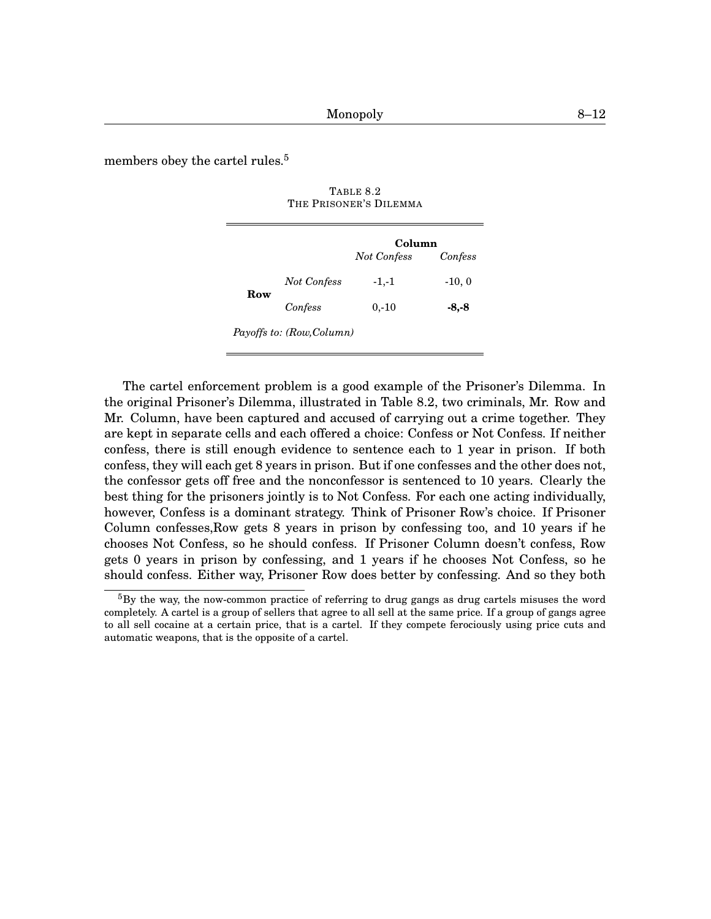members obey the cartel rules.[5]

TABLE 8.2
THE PRISONER'S DILEMMA

| | | **Column** | |
|---|---|---|---|
| | | *Not Confess* | *Confess* |
| **Row** | *Not Confess* | -1,-1 | -10, 0 |
| | *Confess* | 0,-10 | **-8,-8** |

*Payoffs to: (Row,Column)*

The cartel enforcement problem is a good example of the Prisoner's Dilemma. In the original Prisoner's Dilemma, illustrated in Table 8.2, two criminals, Mr. Row and Mr. Column, have been captured and accused of carrying out a crime together. They are kept in separate cells and each offered a choice: Confess or Not Confess. If neither confess, there is still enough evidence to sentence each to 1 year in prison. If both confess, they will each get 8 years in prison. But if one confesses and the other does not, the confessor gets off free and the nonconfessor is sentenced to 10 years. Clearly the best thing for the prisoners jointly is to Not Confess. For each one acting individually, however, Confess is a dominant strategy. Think of Prisoner Row's choice. If Prisoner Column confesses,Row gets 8 years in prison by confessing too, and 10 years if he chooses Not Confess, so he should confess. If Prisoner Column doesn't confess, Row gets 0 years in prison by confessing, and 1 years if he chooses Not Confess, so he should confess. Either way, Prisoner Row does better by confessing. And so they both

[5] By the way, the now-common practice of referring to drug gangs as drug cartels misuses the word completely. A cartel is a group of sellers that agree to all sell at the same price. If a group of gangs agree to all sell cocaine at a certain price, that is a cartel. If they compete ferociously using price cuts and automatic weapons, that is the opposite of a cartel.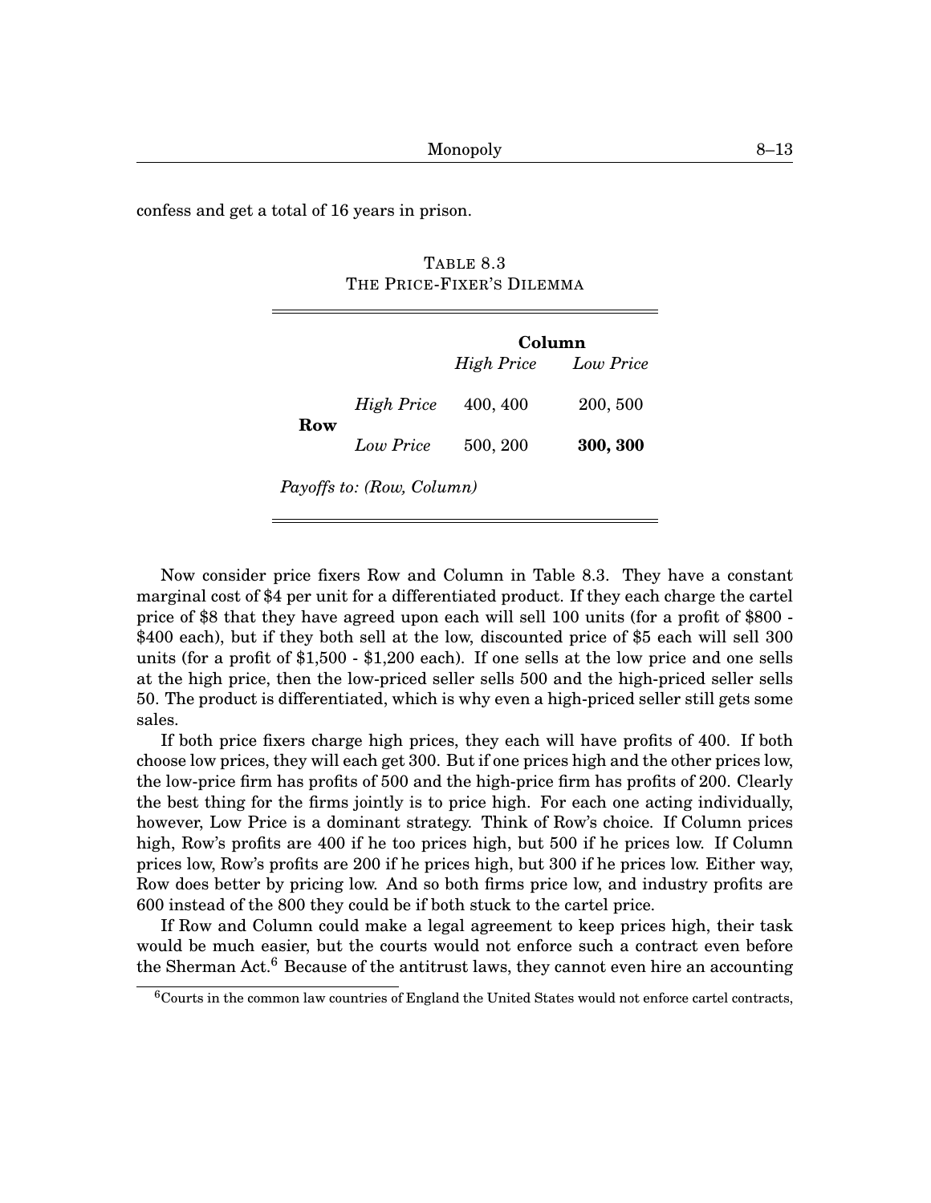confess and get a total of 16 years in prison.

TABLE 8.3
THE PRICE-FIXER'S DILEMMA

| | | Column | |
|---|---|---|---|
| | | *High Price* | *Low Price* |
| **Row** | *High Price* | 400, 400 | 200, 500 |
| | *Low Price* | 500, 200 | **300, 300** |

*Payoffs to: (Row, Column)*

Now consider price fixers Row and Column in Table 8.3. They have a constant marginal cost of $4 per unit for a differentiated product. If they each charge the cartel price of $8 that they have agreed upon each will sell 100 units (for a profit of $800 - $400 each), but if they both sell at the low, discounted price of $5 each will sell 300 units (for a profit of $1,500 - $1,200 each). If one sells at the low price and one sells at the high price, then the low-priced seller sells 500 and the high-priced seller sells 50. The product is differentiated, which is why even a high-priced seller still gets some sales.

If both price fixers charge high prices, they each will have profits of 400. If both choose low prices, they will each get 300. But if one prices high and the other prices low, the low-price firm has profits of 500 and the high-price firm has profits of 200. Clearly the best thing for the firms jointly is to price high. For each one acting individually, however, Low Price is a dominant strategy. Think of Row's choice. If Column prices high, Row's profits are 400 if he too prices high, but 500 if he prices low. If Column prices low, Row's profits are 200 if he prices high, but 300 if he prices low. Either way, Row does better by pricing low. And so both firms price low, and industry profits are 600 instead of the 800 they could be if both stuck to the cartel price.

If Row and Column could make a legal agreement to keep prices high, their task would be much easier, but the courts would not enforce such a contract even before the Sherman Act.[6] Because of the antitrust laws, they cannot even hire an accounting

[6]Courts in the common law countries of England the United States would not enforce cartel contracts,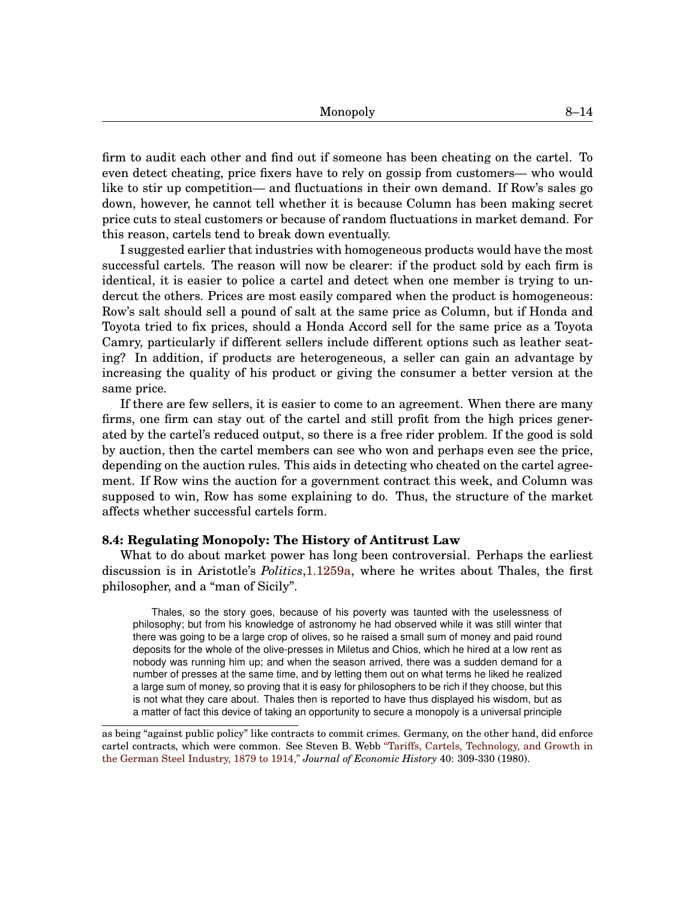firm to audit each other and find out if someone has been cheating on the cartel. To even detect cheating, price fixers have to rely on gossip from customers— who would like to stir up competition— and fluctuations in their own demand. If Row's sales go down, however, he cannot tell whether it is because Column has been making secret price cuts to steal customers or because of random fluctuations in market demand. For this reason, cartels tend to break down eventually.

I suggested earlier that industries with homogeneous products would have the most successful cartels. The reason will now be clearer: if the product sold by each firm is identical, it is easier to police a cartel and detect when one member is trying to undercut the others. Prices are most easily compared when the product is homogeneous: Row's salt should sell a pound of salt at the same price as Column, but if Honda and Toyota tried to fix prices, should a Honda Accord sell for the same price as a Toyota Camry, particularly if different sellers include different options such as leather seating? In addition, if products are heterogeneous, a seller can gain an advantage by increasing the quality of his product or giving the consumer a better version at the same price.

If there are few sellers, it is easier to come to an agreement. When there are many firms, one firm can stay out of the cartel and still profit from the high prices generated by the cartel's reduced output, so there is a free rider problem. If the good is sold by auction, then the cartel members can see who won and perhaps even see the price, depending on the auction rules. This aids in detecting who cheated on the cartel agreement. If Row wins the auction for a government contract this week, and Column was supposed to win, Row has some explaining to do. Thus, the structure of the market affects whether successful cartels form.

### 8.4: Regulating Monopoly: The History of Antitrust Law

What to do about market power has long been controversial. Perhaps the earliest discussion is in Aristotle's *Politics*,1.1259a, where he writes about Thales, the first philosopher, and a "man of Sicily".

> Thales, so the story goes, because of his poverty was taunted with the uselessness of philosophy; but from his knowledge of astronomy he had observed while it was still winter that there was going to be a large crop of olives, so he raised a small sum of money and paid round deposits for the whole of the olive-presses in Miletus and Chios, which he hired at a low rent as nobody was running him up; and when the season arrived, there was a sudden demand for a number of presses at the same time, and by letting them out on what terms he liked he realized a large sum of money, so proving that it is easy for philosophers to be rich if they choose, but this is not what they care about. Thales then is reported to have thus displayed his wisdom, but as a matter of fact this device of taking an opportunity to secure a monopoly is a universal principle

as being "against public policy" like contracts to commit crimes. Germany, on the other hand, did enforce cartel contracts, which were common. See Steven B. Webb "Tariffs, Cartels, Technology, and Growth in the German Steel Industry, 1879 to 1914," *Journal of Economic History* 40: 309-330 (1980).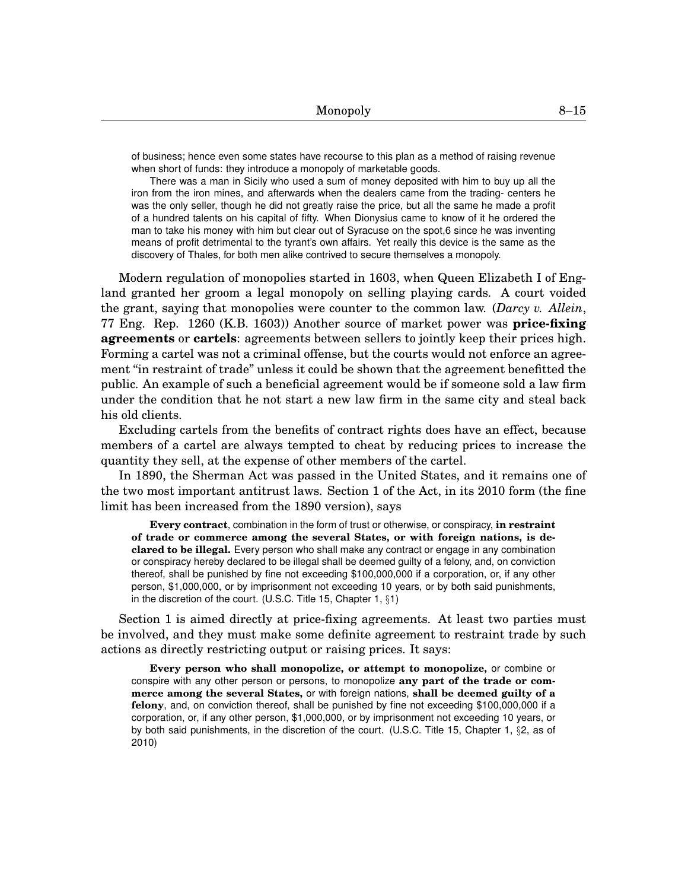of business; hence even some states have recourse to this plan as a method of raising revenue when short of funds: they introduce a monopoly of marketable goods.

> There was a man in Sicily who used a sum of money deposited with him to buy up all the iron from the iron mines, and afterwards when the dealers came from the trading- centers he was the only seller, though he did not greatly raise the price, but all the same he made a profit of a hundred talents on his capital of fifty. When Dionysius came to know of it he ordered the man to take his money with him but clear out of Syracuse on the spot,6 since he was inventing means of profit detrimental to the tyrant's own affairs. Yet really this device is the same as the discovery of Thales, for both men alike contrived to secure themselves a monopoly.

Modern regulation of monopolies started in 1603, when Queen Elizabeth I of England granted her groom a legal monopoly on selling playing cards. A court voided the grant, saying that monopolies were counter to the common law. (*Darcy v. Allein*, 77 Eng. Rep. 1260 (K.B. 1603)) Another source of market power was **price-fixing agreements** or **cartels**: agreements between sellers to jointly keep their prices high. Forming a cartel was not a criminal offense, but the courts would not enforce an agreement "in restraint of trade" unless it could be shown that the agreement benefitted the public. An example of such a beneficial agreement would be if someone sold a law firm under the condition that he not start a new law firm in the same city and steal back his old clients.

Excluding cartels from the benefits of contract rights does have an effect, because members of a cartel are always tempted to cheat by reducing prices to increase the quantity they sell, at the expense of other members of the cartel.

In 1890, the Sherman Act was passed in the United States, and it remains one of the two most important antitrust laws. Section 1 of the Act, in its 2010 form (the fine limit has been increased from the 1890 version), says

> **Every contract**, combination in the form of trust or otherwise, or conspiracy, **in restraint of trade or commerce among the several States, or with foreign nations, is declared to be illegal.** Every person who shall make any contract or engage in any combination or conspiracy hereby declared to be illegal shall be deemed guilty of a felony, and, on conviction thereof, shall be punished by fine not exceeding $100,000,000 if a corporation, or, if any other person, $1,000,000, or by imprisonment not exceeding 10 years, or by both said punishments, in the discretion of the court. (U.S.C. Title 15, Chapter 1, §1)

Section 1 is aimed directly at price-fixing agreements. At least two parties must be involved, and they must make some definite agreement to restraint trade by such actions as directly restricting output or raising prices. It says:

> **Every person who shall monopolize, or attempt to monopolize,** or combine or conspire with any other person or persons, to monopolize **any part of the trade or commerce among the several States,** or with foreign nations, **shall be deemed guilty of a felony**, and, on conviction thereof, shall be punished by fine not exceeding $100,000,000 if a corporation, or, if any other person, $1,000,000, or by imprisonment not exceeding 10 years, or by both said punishments, in the discretion of the court. (U.S.C. Title 15, Chapter 1, §2, as of 2010)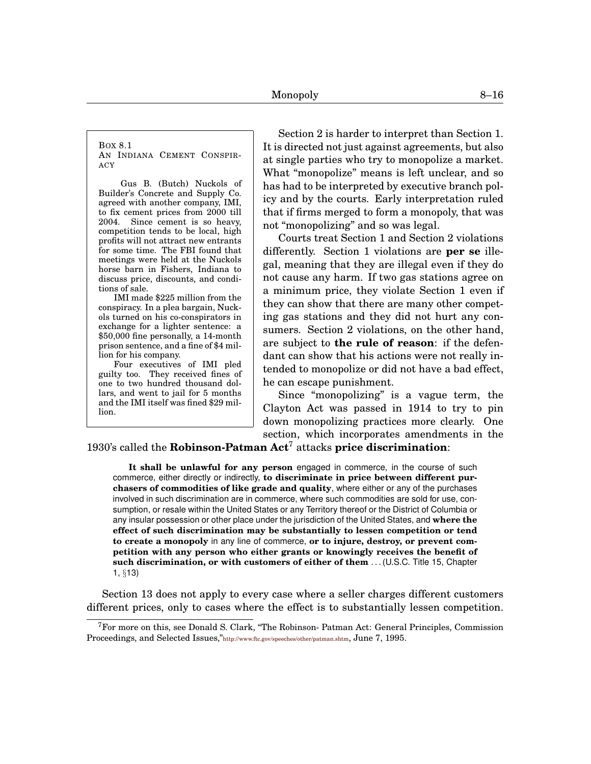**Box 8.1**
**An Indiana Cement Conspiracy**

Gus B. (Butch) Nuckols of Builder's Concrete and Supply Co. agreed with another company, IMI, to fix cement prices from 2000 till 2004. Since cement is so heavy, competition tends to be local, high profits will not attract new entrants for some time. The FBI found that meetings were held at the Nuckols horse barn in Fishers, Indiana to discuss price, discounts, and conditions of sale.

IMI made $225 million from the conspiracy. In a plea bargain, Nuckols turned on his co-conspirators in exchange for a lighter sentence: a $50,000 fine personally, a 14-month prison sentence, and a fine of $4 million for his company.

Four executives of IMI pled guilty too. They received fines of one to two hundred thousand dollars, and went to jail for 5 months and the IMI itself was fined $29 million.

Section 2 is harder to interpret than Section 1. It is directed not just against agreements, but also at single parties who try to monopolize a market. What "monopolize" means is left unclear, and so has had to be interpreted by executive branch policy and by the courts. Early interpretation ruled that if firms merged to form a monopoly, that was not "monopolizing" and so was legal.

Courts treat Section 1 and Section 2 violations differently. Section 1 violations are **per se** illegal, meaning that they are illegal even if they do not cause any harm. If two gas stations agree on a minimum price, they violate Section 1 even if they can show that there are many other competing gas stations and they did not hurt any consumers. Section 2 violations, on the other hand, are subject to **the rule of reason**: if the defendant can show that his actions were not really intended to monopolize or did not have a bad effect, he can escape punishment.

Since "monopolizing" is a vague term, the Clayton Act was passed in 1914 to try to pin down monopolizing practices more clearly. One section, which incorporates amendments in the 1930's called the **Robinson-Patman Act**[7] attacks **price discrimination**:

> **It shall be unlawful for any person** engaged in commerce, in the course of such commerce, either directly or indirectly, **to discriminate in price between different purchasers of commodities of like grade and quality**, where either or any of the purchases involved in such discrimination are in commerce, where such commodities are sold for use, consumption, or resale within the United States or any Territory thereof or the District of Columbia or any insular possession or other place under the jurisdiction of the United States, and **where the effect of such discrimination may be substantially to lessen competition or tend to create a monopoly** in any line of commerce, **or to injure, destroy, or prevent competition with any person who either grants or knowingly receives the benefit of such discrimination, or with customers of either of them** ... (U.S.C. Title 15, Chapter 1, §13)

Section 13 does not apply to every case where a seller charges different customers different prices, only to cases where the effect is to substantially lessen competition.

[7] For more on this, see Donald S. Clark, "The Robinson- Patman Act: General Principles, Commission Proceedings, and Selected Issues," http://www.ftc.gov/speeches/other/patman.shtm, June 7, 1995.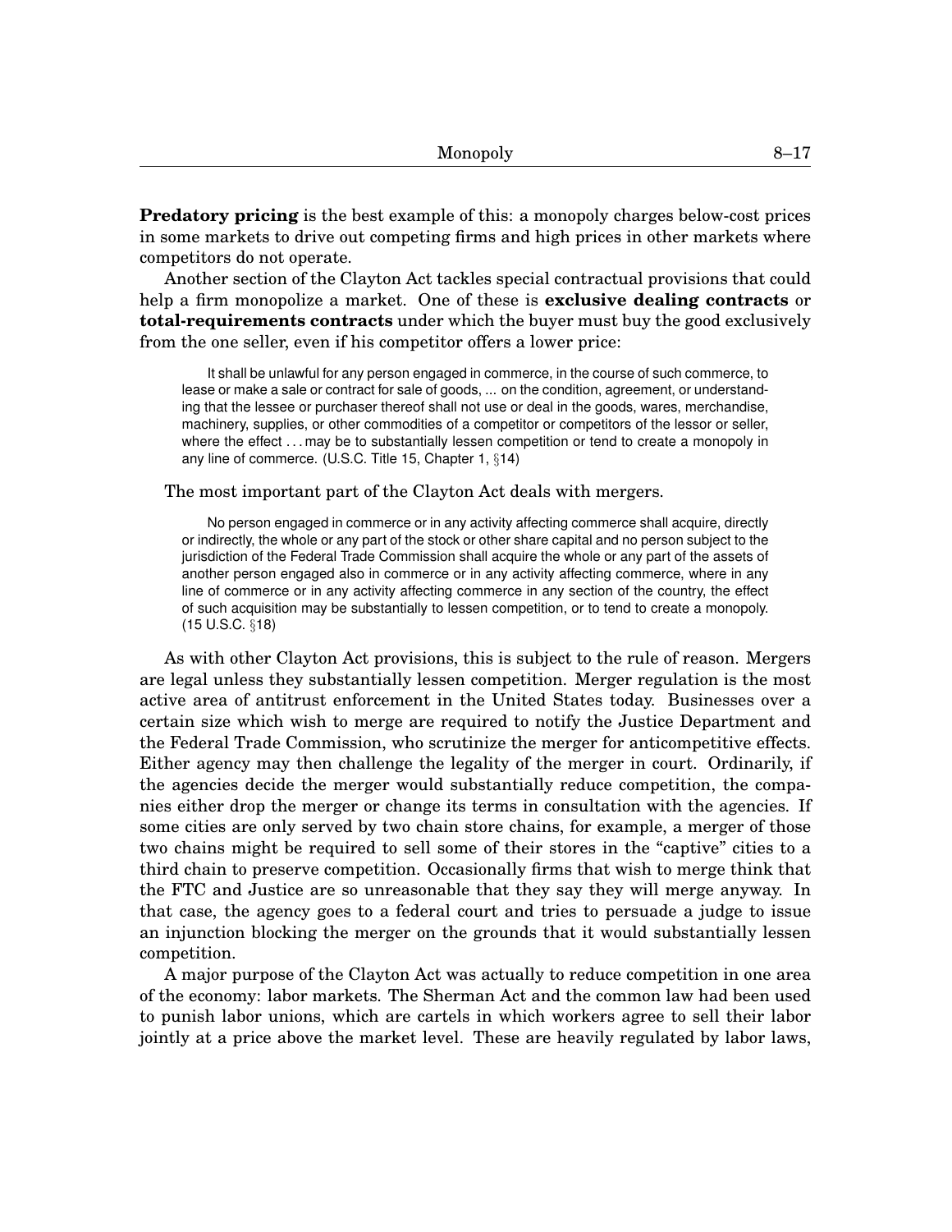**Predatory pricing** is the best example of this: a monopoly charges below-cost prices in some markets to drive out competing firms and high prices in other markets where competitors do not operate.

Another section of the Clayton Act tackles special contractual provisions that could help a firm monopolize a market. One of these is **exclusive dealing contracts** or **total-requirements contracts** under which the buyer must buy the good exclusively from the one seller, even if his competitor offers a lower price:

> It shall be unlawful for any person engaged in commerce, in the course of such commerce, to lease or make a sale or contract for sale of goods, ... on the condition, agreement, or understanding that the lessee or purchaser thereof shall not use or deal in the goods, wares, merchandise, machinery, supplies, or other commodities of a competitor or competitors of the lessor or seller, where the effect . . . may be to substantially lessen competition or tend to create a monopoly in any line of commerce. (U.S.C. Title 15, Chapter 1, §14)

The most important part of the Clayton Act deals with mergers.

> No person engaged in commerce or in any activity affecting commerce shall acquire, directly or indirectly, the whole or any part of the stock or other share capital and no person subject to the jurisdiction of the Federal Trade Commission shall acquire the whole or any part of the assets of another person engaged also in commerce or in any activity affecting commerce, where in any line of commerce or in any activity affecting commerce in any section of the country, the effect of such acquisition may be substantially to lessen competition, or to tend to create a monopoly. (15 U.S.C. §18)

As with other Clayton Act provisions, this is subject to the rule of reason. Mergers are legal unless they substantially lessen competition. Merger regulation is the most active area of antitrust enforcement in the United States today. Businesses over a certain size which wish to merge are required to notify the Justice Department and the Federal Trade Commission, who scrutinize the merger for anticompetitive effects. Either agency may then challenge the legality of the merger in court. Ordinarily, if the agencies decide the merger would substantially reduce competition, the companies either drop the merger or change its terms in consultation with the agencies. If some cities are only served by two chain store chains, for example, a merger of those two chains might be required to sell some of their stores in the "captive" cities to a third chain to preserve competition. Occasionally firms that wish to merge think that the FTC and Justice are so unreasonable that they say they will merge anyway. In that case, the agency goes to a federal court and tries to persuade a judge to issue an injunction blocking the merger on the grounds that it would substantially lessen competition.

A major purpose of the Clayton Act was actually to reduce competition in one area of the economy: labor markets. The Sherman Act and the common law had been used to punish labor unions, which are cartels in which workers agree to sell their labor jointly at a price above the market level. These are heavily regulated by labor laws,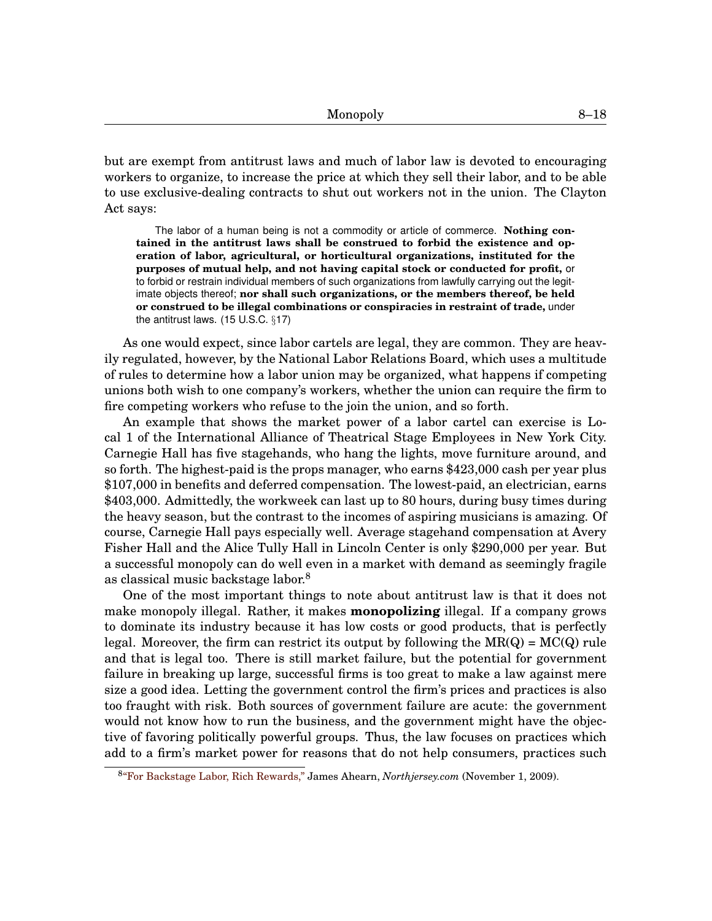but are exempt from antitrust laws and much of labor law is devoted to encouraging workers to organize, to increase the price at which they sell their labor, and to be able to use exclusive-dealing contracts to shut out workers not in the union. The Clayton Act says:

> The labor of a human being is not a commodity or article of commerce. **Nothing contained in the antitrust laws shall be construed to forbid the existence and operation of labor, agricultural, or horticultural organizations, instituted for the purposes of mutual help, and not having capital stock or conducted for profit,** or to forbid or restrain individual members of such organizations from lawfully carrying out the legitimate objects thereof; **nor shall such organizations, or the members thereof, be held or construed to be illegal combinations or conspiracies in restraint of trade,** under the antitrust laws. (15 U.S.C. §17)

As one would expect, since labor cartels are legal, they are common. They are heavily regulated, however, by the National Labor Relations Board, which uses a multitude of rules to determine how a labor union may be organized, what happens if competing unions both wish to one company's workers, whether the union can require the firm to fire competing workers who refuse to the join the union, and so forth.

An example that shows the market power of a labor cartel can exercise is Local 1 of the International Alliance of Theatrical Stage Employees in New York City. Carnegie Hall has five stagehands, who hang the lights, move furniture around, and so forth. The highest-paid is the props manager, who earns $423,000 cash per year plus $107,000 in benefits and deferred compensation. The lowest-paid, an electrician, earns $403,000. Admittedly, the workweek can last up to 80 hours, during busy times during the heavy season, but the contrast to the incomes of aspiring musicians is amazing. Of course, Carnegie Hall pays especially well. Average stagehand compensation at Avery Fisher Hall and the Alice Tully Hall in Lincoln Center is only $290,000 per year. But a successful monopoly can do well even in a market with demand as seemingly fragile as classical music backstage labor.[8]

One of the most important things to note about antitrust law is that it does not make monopoly illegal. Rather, it makes **monopolizing** illegal. If a company grows to dominate its industry because it has low costs or good products, that is perfectly legal. Moreover, the firm can restrict its output by following the MR(Q) = MC(Q) rule and that is legal too. There is still market failure, but the potential for government failure in breaking up large, successful firms is too great to make a law against mere size a good idea. Letting the government control the firm's prices and practices is also too fraught with risk. Both sources of government failure are acute: the government would not know how to run the business, and the government might have the objective of favoring politically powerful groups. Thus, the law focuses on practices which add to a firm's market power for reasons that do not help consumers, practices such

[8] "For Backstage Labor, Rich Rewards," James Ahearn, *Northjersey.com* (November 1, 2009).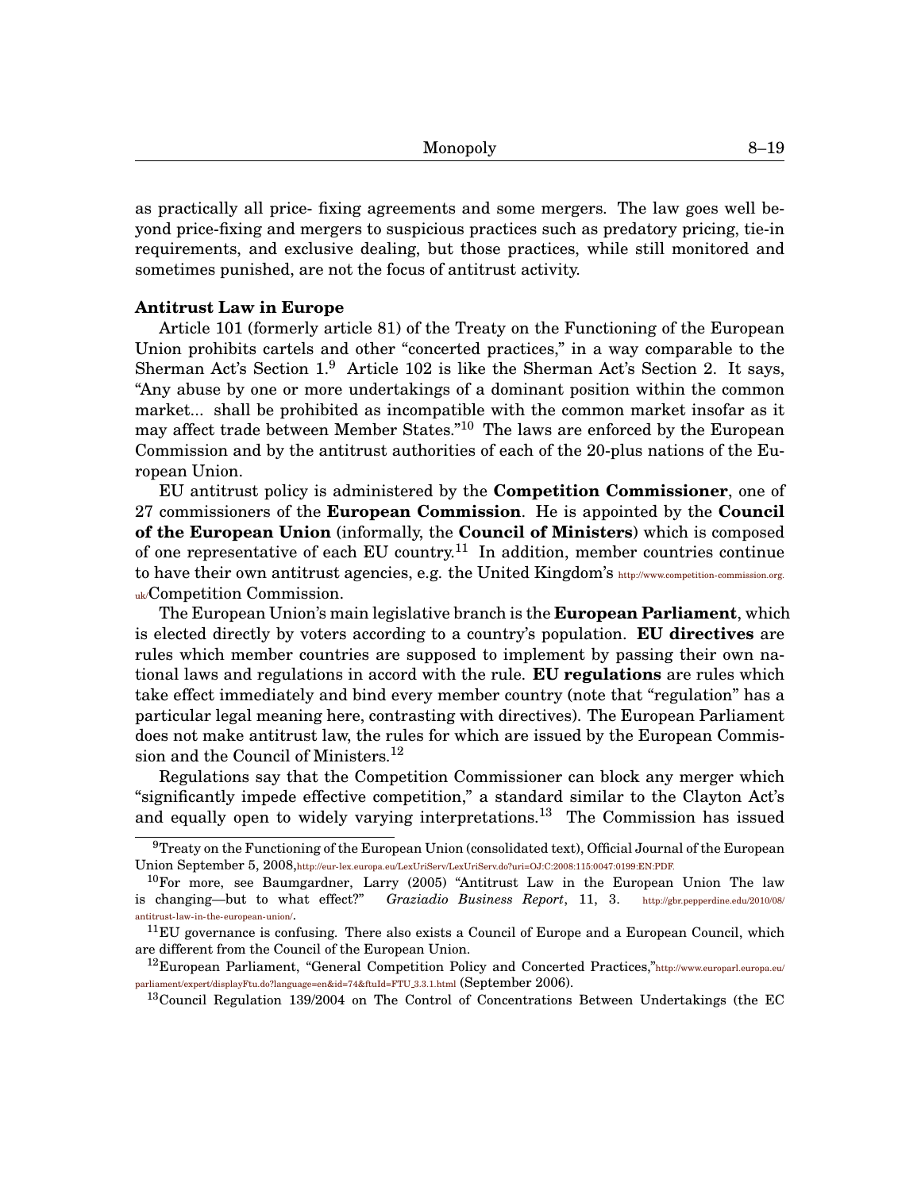as practically all price- fixing agreements and some mergers. The law goes well beyond price-fixing and mergers to suspicious practices such as predatory pricing, tie-in requirements, and exclusive dealing, but those practices, while still monitored and sometimes punished, are not the focus of antitrust activity.

**Antitrust Law in Europe**

Article 101 (formerly article 81) of the Treaty on the Functioning of the European Union prohibits cartels and other "concerted practices," in a way comparable to the Sherman Act's Section 1.[9] Article 102 is like the Sherman Act's Section 2. It says, "Any abuse by one or more undertakings of a dominant position within the common market... shall be prohibited as incompatible with the common market insofar as it may affect trade between Member States."[10] The laws are enforced by the European Commission and by the antitrust authorities of each of the 20-plus nations of the European Union.

EU antitrust policy is administered by the **Competition Commissioner**, one of 27 commissioners of the **European Commission**. He is appointed by the **Council of the European Union** (informally, the **Council of Ministers**) which is composed of one representative of each EU country.[11] In addition, member countries continue to have their own antitrust agencies, e.g. the United Kingdom's http://www.competition-commission.org.uk/Competition Commission.

The European Union's main legislative branch is the **European Parliament**, which is elected directly by voters according to a country's population. **EU directives** are rules which member countries are supposed to implement by passing their own national laws and regulations in accord with the rule. **EU regulations** are rules which take effect immediately and bind every member country (note that "regulation" has a particular legal meaning here, contrasting with directives). The European Parliament does not make antitrust law, the rules for which are issued by the European Commission and the Council of Ministers.[12]

Regulations say that the Competition Commissioner can block any merger which "significantly impede effective competition," a standard similar to the Clayton Act's and equally open to widely varying interpretations.[13] The Commission has issued

---

[9] Treaty on the Functioning of the European Union (consolidated text), Official Journal of the European Union September 5, 2008,http://eur-lex.europa.eu/LexUriServ/LexUriServ.do?uri=OJ:C:2008:115:0047:0199:EN:PDF.

[10] For more, see Baumgardner, Larry (2005) "Antitrust Law in the European Union The law is changing—but to what effect?" *Graziadio Business Report*, 11, 3. http://gbr.pepperdine.edu/2010/08/antitrust-law-in-the-european-union/.

[11] EU governance is confusing. There also exists a Council of Europe and a European Council, which are different from the Council of the European Union.

[12] European Parliament, "General Competition Policy and Concerted Practices,"http://www.europarl.europa.eu/parliament/expert/displayFtu.do?language=en&id=74&ftuId=FTU_3.3.1.html (September 2006).

[13] Council Regulation 139/2004 on The Control of Concentrations Between Undertakings (the EC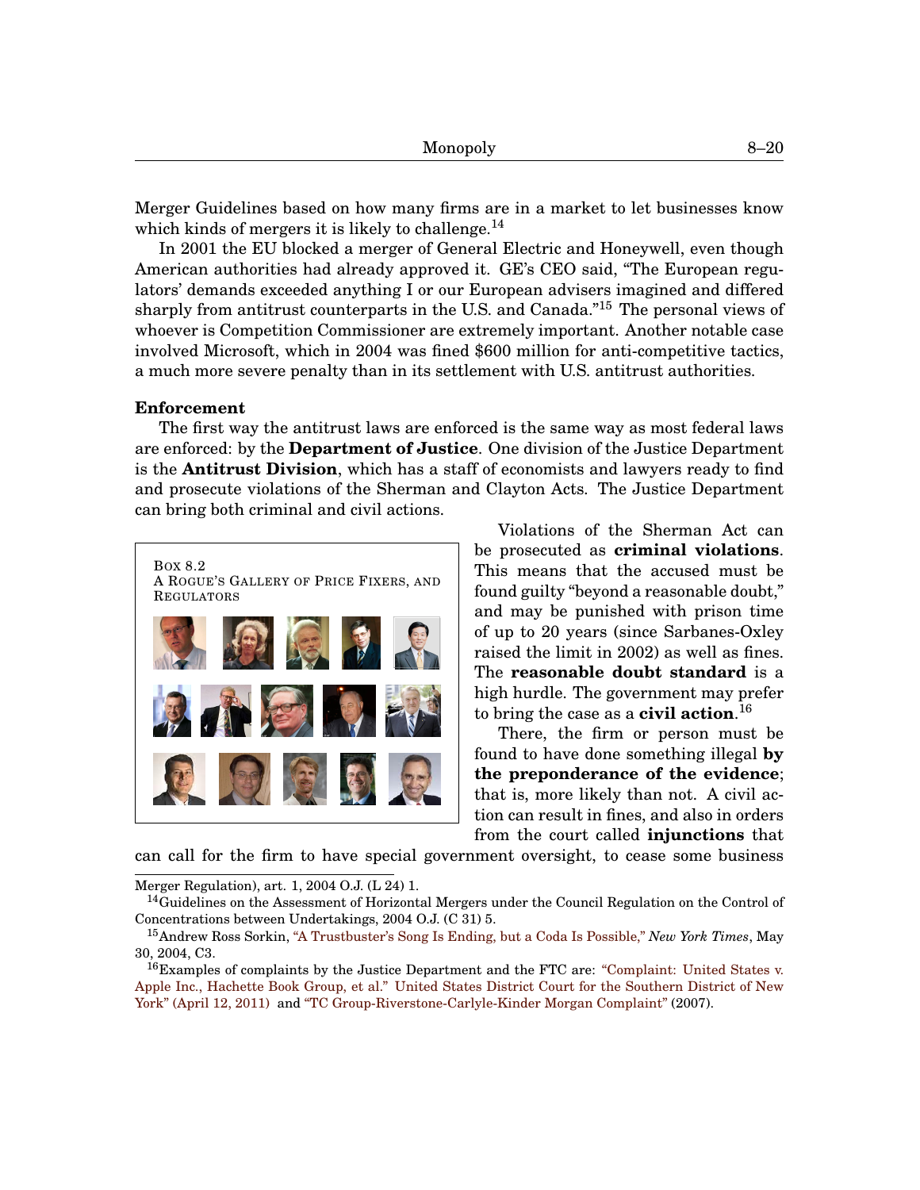Merger Guidelines based on how many firms are in a market to let businesses know which kinds of mergers it is likely to challenge.[14]

In 2001 the EU blocked a merger of General Electric and Honeywell, even though American authorities had already approved it. GE's CEO said, "The European regulators' demands exceeded anything I or our European advisers imagined and differed sharply from antitrust counterparts in the U.S. and Canada."[15] The personal views of whoever is Competition Commissioner are extremely important. Another notable case involved Microsoft, which in 2004 was fined $600 million for anti-competitive tactics, a much more severe penalty than in its settlement with U.S. antitrust authorities.

**Enforcement**

The first way the antitrust laws are enforced is the same way as most federal laws are enforced: by the **Department of Justice**. One division of the Justice Department is the **Antitrust Division**, which has a staff of economists and lawyers ready to find and prosecute violations of the Sherman and Clayton Acts. The Justice Department can bring both criminal and civil actions.

> Box 8.2
> A Rogue's Gallery of Price Fixers, and Regulators

Violations of the Sherman Act can be prosecuted as **criminal violations**. This means that the accused must be found guilty "beyond a reasonable doubt," and may be punished with prison time of up to 20 years (since Sarbanes-Oxley raised the limit in 2002) as well as fines. The **reasonable doubt standard** is a high hurdle. The government may prefer to bring the case as a **civil action**.[16]

There, the firm or person must be found to have done something illegal **by the preponderance of the evidence**; that is, more likely than not. A civil action can result in fines, and also in orders from the court called **injunctions** that can call for the firm to have special government oversight, to cease some business

---

Merger Regulation), art. 1, 2004 O.J. (L 24) 1.

[14] Guidelines on the Assessment of Horizontal Mergers under the Council Regulation on the Control of Concentrations between Undertakings, 2004 O.J. (C 31) 5.

[15] Andrew Ross Sorkin, "A Trustbuster's Song Is Ending, but a Coda Is Possible," *New York Times*, May 30, 2004, C3.

[16] Examples of complaints by the Justice Department and the FTC are: "Complaint: United States v. Apple Inc., Hachette Book Group, et al." United States District Court for the Southern District of New York" (April 12, 2011) and "TC Group-Riverstone-Carlyle-Kinder Morgan Complaint" (2007).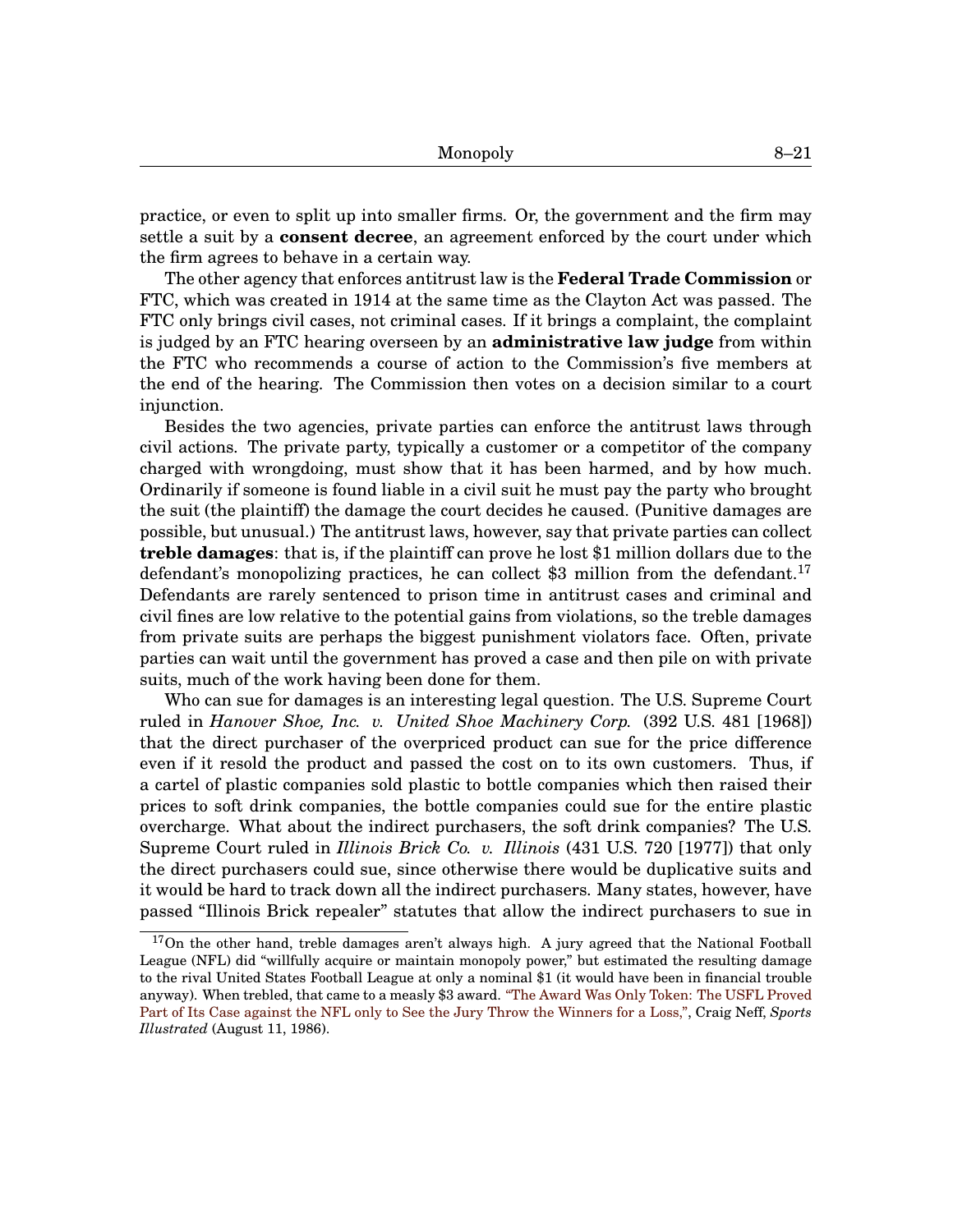practice, or even to split up into smaller firms. Or, the government and the firm may settle a suit by a **consent decree**, an agreement enforced by the court under which the firm agrees to behave in a certain way.

The other agency that enforces antitrust law is the **Federal Trade Commission** or FTC, which was created in 1914 at the same time as the Clayton Act was passed. The FTC only brings civil cases, not criminal cases. If it brings a complaint, the complaint is judged by an FTC hearing overseen by an **administrative law judge** from within the FTC who recommends a course of action to the Commission's five members at the end of the hearing. The Commission then votes on a decision similar to a court injunction.

Besides the two agencies, private parties can enforce the antitrust laws through civil actions. The private party, typically a customer or a competitor of the company charged with wrongdoing, must show that it has been harmed, and by how much. Ordinarily if someone is found liable in a civil suit he must pay the party who brought the suit (the plaintiff) the damage the court decides he caused. (Punitive damages are possible, but unusual.) The antitrust laws, however, say that private parties can collect **treble damages**: that is, if the plaintiff can prove he lost $1 million dollars due to the defendant's monopolizing practices, he can collect $3 million from the defendant.[17] Defendants are rarely sentenced to prison time in antitrust cases and criminal and civil fines are low relative to the potential gains from violations, so the treble damages from private suits are perhaps the biggest punishment violators face. Often, private parties can wait until the government has proved a case and then pile on with private suits, much of the work having been done for them.

Who can sue for damages is an interesting legal question. The U.S. Supreme Court ruled in *Hanover Shoe, Inc. v. United Shoe Machinery Corp.* (392 U.S. 481 [1968]) that the direct purchaser of the overpriced product can sue for the price difference even if it resold the product and passed the cost on to its own customers. Thus, if a cartel of plastic companies sold plastic to bottle companies which then raised their prices to soft drink companies, the bottle companies could sue for the entire plastic overcharge. What about the indirect purchasers, the soft drink companies? The U.S. Supreme Court ruled in *Illinois Brick Co. v. Illinois* (431 U.S. 720 [1977]) that only the direct purchasers could sue, since otherwise there would be duplicative suits and it would be hard to track down all the indirect purchasers. Many states, however, have passed "Illinois Brick repealer" statutes that allow the indirect purchasers to sue in

[17] On the other hand, treble damages aren't always high. A jury agreed that the National Football League (NFL) did "willfully acquire or maintain monopoly power," but estimated the resulting damage to the rival United States Football League at only a nominal $1 (it would have been in financial trouble anyway). When trebled, that came to a measly $3 award. "The Award Was Only Token: The USFL Proved Part of Its Case against the NFL only to See the Jury Throw the Winners for a Loss,", Craig Neff, *Sports Illustrated* (August 11, 1986).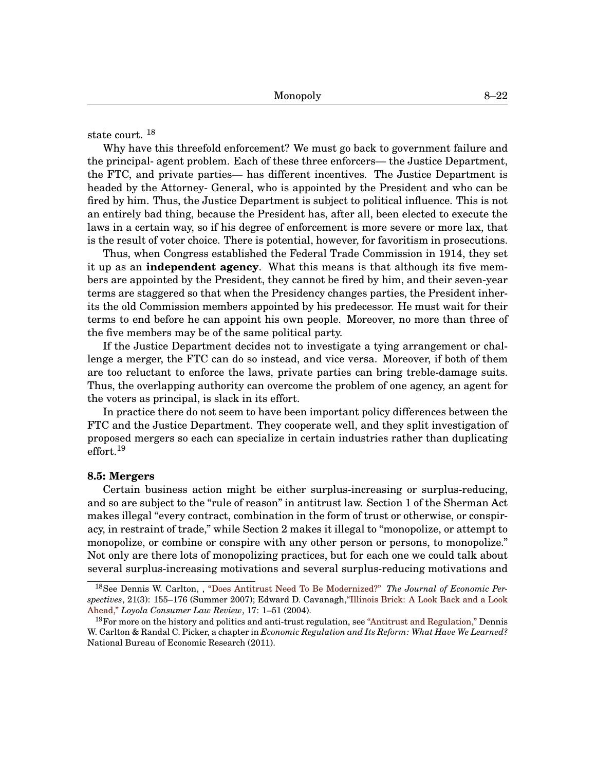state court. [18]

Why have this threefold enforcement? We must go back to government failure and the principal- agent problem. Each of these three enforcers— the Justice Department, the FTC, and private parties— has different incentives. The Justice Department is headed by the Attorney- General, who is appointed by the President and who can be fired by him. Thus, the Justice Department is subject to political influence. This is not an entirely bad thing, because the President has, after all, been elected to execute the laws in a certain way, so if his degree of enforcement is more severe or more lax, that is the result of voter choice. There is potential, however, for favoritism in prosecutions.

Thus, when Congress established the Federal Trade Commission in 1914, they set it up as an **independent agency**. What this means is that although its five members are appointed by the President, they cannot be fired by him, and their seven-year terms are staggered so that when the Presidency changes parties, the President inherits the old Commission members appointed by his predecessor. He must wait for their terms to end before he can appoint his own people. Moreover, no more than three of the five members may be of the same political party.

If the Justice Department decides not to investigate a tying arrangement or challenge a merger, the FTC can do so instead, and vice versa. Moreover, if both of them are too reluctant to enforce the laws, private parties can bring treble-damage suits. Thus, the overlapping authority can overcome the problem of one agency, an agent for the voters as principal, is slack in its effort.

In practice there do not seem to have been important policy differences between the FTC and the Justice Department. They cooperate well, and they split investigation of proposed mergers so each can specialize in certain industries rather than duplicating effort.[19]

**8.5: Mergers**

Certain business action might be either surplus-increasing or surplus-reducing, and so are subject to the "rule of reason" in antitrust law. Section 1 of the Sherman Act makes illegal "every contract, combination in the form of trust or otherwise, or conspiracy, in restraint of trade," while Section 2 makes it illegal to "monopolize, or attempt to monopolize, or combine or conspire with any other person or persons, to monopolize." Not only are there lots of monopolizing practices, but for each one we could talk about several surplus-increasing motivations and several surplus-reducing motivations and

---

[18] See Dennis W. Carlton, , "Does Antitrust Need To Be Modernized?" *The Journal of Economic Perspectives*, 21(3): 155–176 (Summer 2007); Edward D. Cavanagh,"Illinois Brick: A Look Back and a Look Ahead," *Loyola Consumer Law Review*, 17: 1–51 (2004).

[19] For more on the history and politics and anti-trust regulation, see "Antitrust and Regulation," Dennis W. Carlton & Randal C. Picker, a chapter in *Economic Regulation and Its Reform: What Have We Learned?* National Bureau of Economic Research (2011).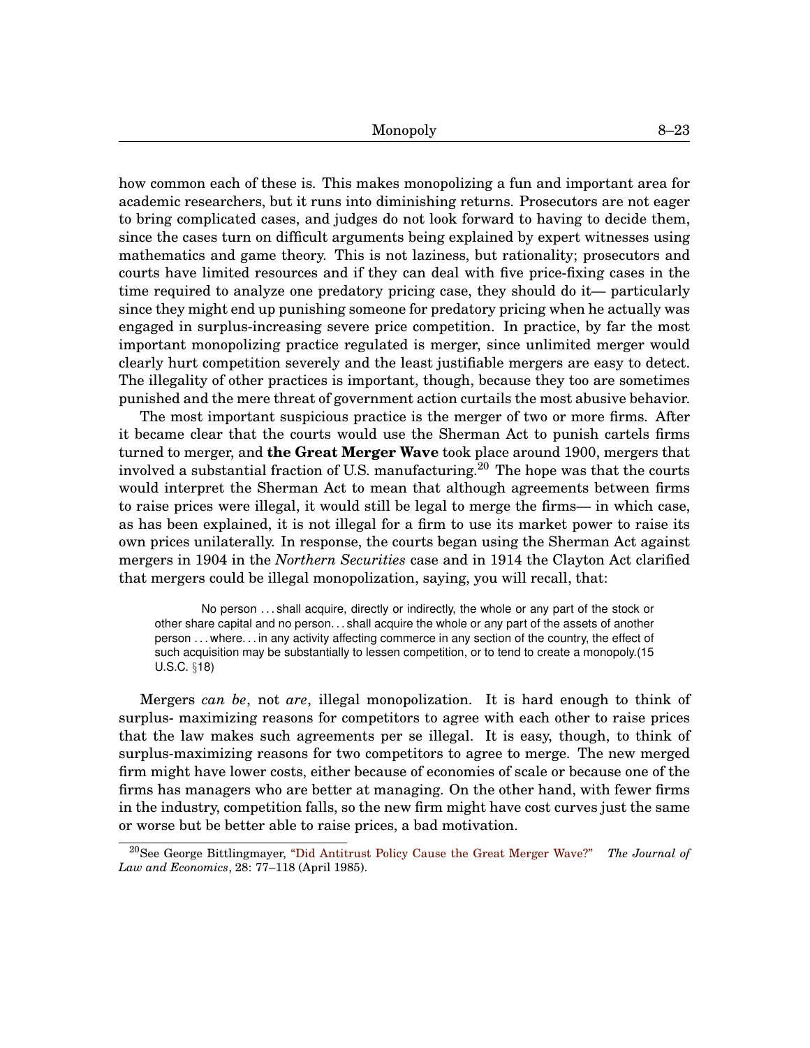how common each of these is. This makes monopolizing a fun and important area for academic researchers, but it runs into diminishing returns. Prosecutors are not eager to bring complicated cases, and judges do not look forward to having to decide them, since the cases turn on difficult arguments being explained by expert witnesses using mathematics and game theory. This is not laziness, but rationality; prosecutors and courts have limited resources and if they can deal with five price-fixing cases in the time required to analyze one predatory pricing case, they should do it— particularly since they might end up punishing someone for predatory pricing when he actually was engaged in surplus-increasing severe price competition. In practice, by far the most important monopolizing practice regulated is merger, since unlimited merger would clearly hurt competition severely and the least justifiable mergers are easy to detect. The illegality of other practices is important, though, because they too are sometimes punished and the mere threat of government action curtails the most abusive behavior.

The most important suspicious practice is the merger of two or more firms. After it became clear that the courts would use the Sherman Act to punish cartels firms turned to merger, and **the Great Merger Wave** took place around 1900, mergers that involved a substantial fraction of U.S. manufacturing.[20] The hope was that the courts would interpret the Sherman Act to mean that although agreements between firms to raise prices were illegal, it would still be legal to merge the firms— in which case, as has been explained, it is not illegal for a firm to use its market power to raise its own prices unilaterally. In response, the courts began using the Sherman Act against mergers in 1904 in the *Northern Securities* case and in 1914 the Clayton Act clarified that mergers could be illegal monopolization, saying, you will recall, that:

> No person . . . shall acquire, directly or indirectly, the whole or any part of the stock or other share capital and no person. . . shall acquire the whole or any part of the assets of another person . . . where. . . in any activity affecting commerce in any section of the country, the effect of such acquisition may be substantially to lessen competition, or to tend to create a monopoly.(15 U.S.C. §18)

Mergers *can be*, not *are*, illegal monopolization. It is hard enough to think of surplus- maximizing reasons for competitors to agree with each other to raise prices that the law makes such agreements per se illegal. It is easy, though, to think of surplus-maximizing reasons for two competitors to agree to merge. The new merged firm might have lower costs, either because of economies of scale or because one of the firms has managers who are better at managing. On the other hand, with fewer firms in the industry, competition falls, so the new firm might have cost curves just the same or worse but be better able to raise prices, a bad motivation.

[20] See George Bittlingmayer, "Did Antitrust Policy Cause the Great Merger Wave?" *The Journal of Law and Economics*, 28: 77–118 (April 1985).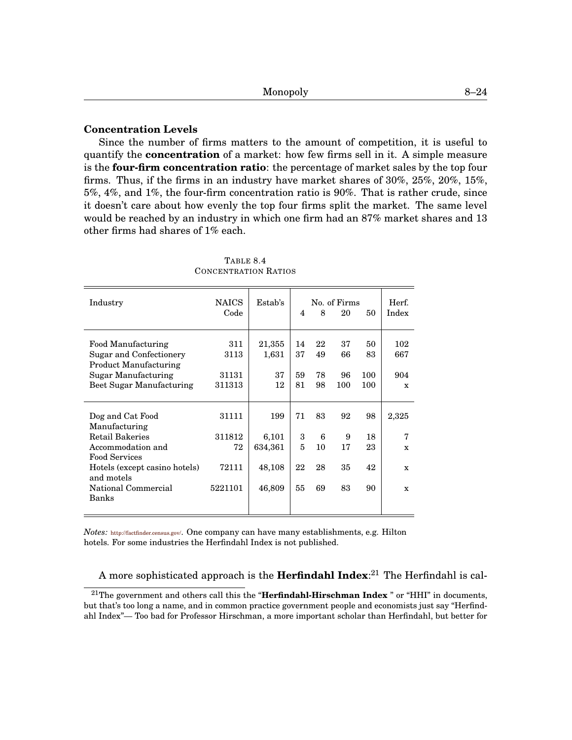### Concentration Levels

Since the number of firms matters to the amount of competition, it is useful to quantify the **concentration** of a market: how few firms sell in it. A simple measure is the **four-firm concentration ratio**: the percentage of market sales by the top four firms. Thus, if the firms in an industry have market shares of 30%, 25%, 20%, 15%, 5%, 4%, and 1%, the four-firm concentration ratio is 90%. That is rather crude, since it doesn't care about how evenly the top four firms split the market. The same level would be reached by an industry in which one firm had an 87% market shares and 13 other firms had shares of 1% each.

TABLE 8.4
CONCENTRATION RATIOS

| Industry | NAICS Code | Estab's | No. of Firms | | | | Herf. Index |
|---|---|---|---|---|---|---|---|
| | | | 4 | 8 | 20 | 50 | |
| Food Manufacturing | 311 | 21,355 | 14 | 22 | 37 | 50 | 102 |
| Sugar and Confectionery Product Manufacturing | 3113 | 1,631 | 37 | 49 | 66 | 83 | 667 |
| Sugar Manufacturing | 31131 | 37 | 59 | 78 | 96 | 100 | 904 |
| Beet Sugar Manufacturing | 311313 | 12 | 81 | 98 | 100 | 100 | x |
| Dog and Cat Food Manufacturing | 31111 | 199 | 71 | 83 | 92 | 98 | 2,325 |
| Retail Bakeries | 311812 | 6,101 | 3 | 6 | 9 | 18 | 7 |
| Accommodation and Food Services | 72 | 634,361 | 5 | 10 | 17 | 23 | x |
| Hotels (except casino hotels) and motels | 72111 | 48,108 | 22 | 28 | 35 | 42 | x |
| National Commercial Banks | 5221101 | 46,809 | 55 | 69 | 83 | 90 | x |

*Notes:* http://factfinder.census.gov/. One company can have many establishments, e.g. Hilton hotels. For some industries the Herfindahl Index is not published.

A more sophisticated approach is the **Herfindahl Index**:[21] The Herfindahl is cal-

[21] The government and others call this the "**Herfindahl-Hirschman Index** " or "HHI" in documents, but that's too long a name, and in common practice government people and economists just say "Herfindahl Index"— Too bad for Professor Hirschman, a more important scholar than Herfindahl, but better for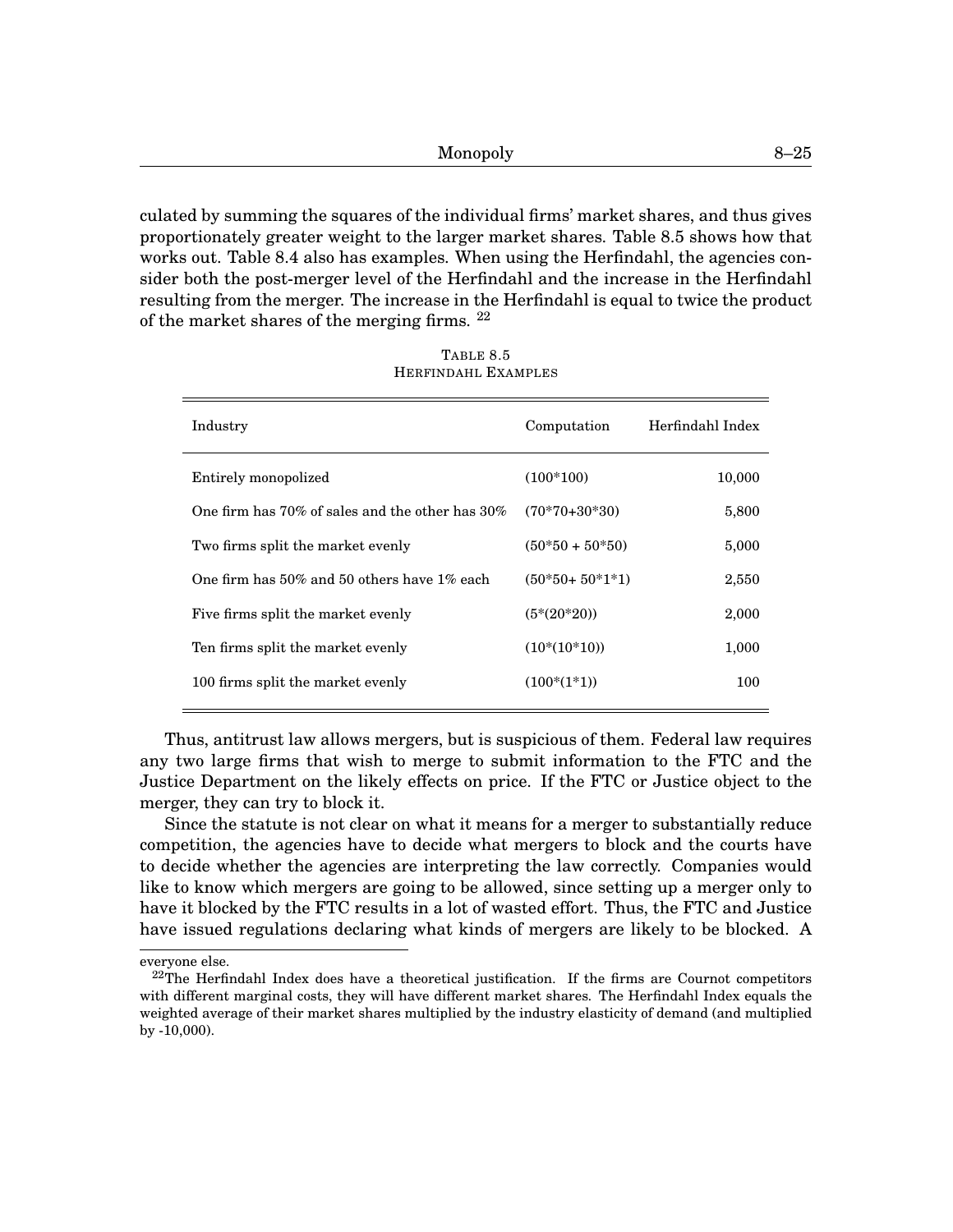culated by summing the squares of the individual firms' market shares, and thus gives proportionately greater weight to the larger market shares. Table 8.5 shows how that works out. Table 8.4 also has examples. When using the Herfindahl, the agencies consider both the post-merger level of the Herfindahl and the increase in the Herfindahl resulting from the merger. The increase in the Herfindahl is equal to twice the product of the market shares of the merging firms. [22]

TABLE 8.5
HERFINDAHL EXAMPLES

| Industry | Computation | Herfindahl Index |
|---|---|---|
| Entirely monopolized | (100*100) | 10,000 |
| One firm has 70% of sales and the other has 30% | (70*70+30*30) | 5,800 |
| Two firms split the market evenly | (50*50 + 50*50) | 5,000 |
| One firm has 50% and 50 others have 1% each | (50*50+ 50*1*1) | 2,550 |
| Five firms split the market evenly | (5*(20*20)) | 2,000 |
| Ten firms split the market evenly | (10*(10*10)) | 1,000 |
| 100 firms split the market evenly | (100*(1*1)) | 100 |

Thus, antitrust law allows mergers, but is suspicious of them. Federal law requires any two large firms that wish to merge to submit information to the FTC and the Justice Department on the likely effects on price. If the FTC or Justice object to the merger, they can try to block it.

Since the statute is not clear on what it means for a merger to substantially reduce competition, the agencies have to decide what mergers to block and the courts have to decide whether the agencies are interpreting the law correctly. Companies would like to know which mergers are going to be allowed, since setting up a merger only to have it blocked by the FTC results in a lot of wasted effort. Thus, the FTC and Justice have issued regulations declaring what kinds of mergers are likely to be blocked. A

---

everyone else.

[22] The Herfindahl Index does have a theoretical justification. If the firms are Cournot competitors with different marginal costs, they will have different market shares. The Herfindahl Index equals the weighted average of their market shares multiplied by the industry elasticity of demand (and multiplied by -10,000).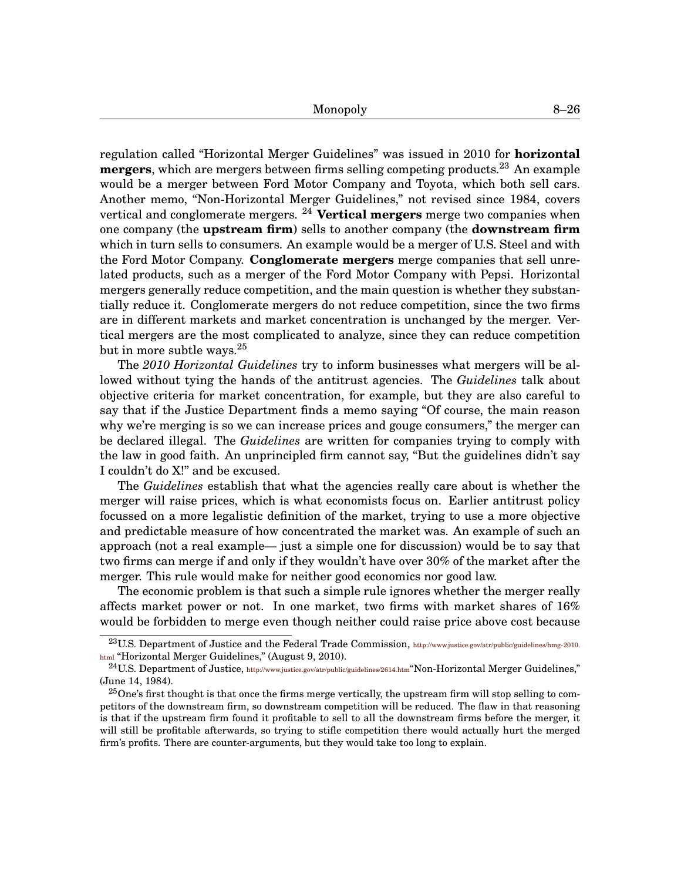regulation called "Horizontal Merger Guidelines" was issued in 2010 for **horizontal mergers**, which are mergers between firms selling competing products.[23] An example would be a merger between Ford Motor Company and Toyota, which both sell cars. Another memo, "Non-Horizontal Merger Guidelines," not revised since 1984, covers vertical and conglomerate mergers. [24] **Vertical mergers** merge two companies when one company (the **upstream firm**) sells to another company (the **downstream firm** which in turn sells to consumers. An example would be a merger of U.S. Steel and with the Ford Motor Company. **Conglomerate mergers** merge companies that sell unrelated products, such as a merger of the Ford Motor Company with Pepsi. Horizontal mergers generally reduce competition, and the main question is whether they substantially reduce it. Conglomerate mergers do not reduce competition, since the two firms are in different markets and market concentration is unchanged by the merger. Vertical mergers are the most complicated to analyze, since they can reduce competition but in more subtle ways.[25]

The *2010 Horizontal Guidelines* try to inform businesses what mergers will be allowed without tying the hands of the antitrust agencies. The *Guidelines* talk about objective criteria for market concentration, for example, but they are also careful to say that if the Justice Department finds a memo saying "Of course, the main reason why we're merging is so we can increase prices and gouge consumers," the merger can be declared illegal. The *Guidelines* are written for companies trying to comply with the law in good faith. An unprincipled firm cannot say, "But the guidelines didn't say I couldn't do X!" and be excused.

The *Guidelines* establish that what the agencies really care about is whether the merger will raise prices, which is what economists focus on. Earlier antitrust policy focussed on a more legalistic definition of the market, trying to use a more objective and predictable measure of how concentrated the market was. An example of such an approach (not a real example— just a simple one for discussion) would be to say that two firms can merge if and only if they wouldn't have over 30% of the market after the merger. This rule would make for neither good economics nor good law.

The economic problem is that such a simple rule ignores whether the merger really affects market power or not. In one market, two firms with market shares of 16% would be forbidden to merge even though neither could raise price above cost because

[23] U.S. Department of Justice and the Federal Trade Commission, http://www.justice.gov/atr/public/guidelines/hmg-2010.html "Horizontal Merger Guidelines," (August 9, 2010).

[24] U.S. Department of Justice, http://www.justice.gov/atr/public/guidelines/2614.htm "Non-Horizontal Merger Guidelines," (June 14, 1984).

[25] One's first thought is that once the firms merge vertically, the upstream firm will stop selling to competitors of the downstream firm, so downstream competition will be reduced. The flaw in that reasoning is that if the upstream firm found it profitable to sell to all the downstream firms before the merger, it will still be profitable afterwards, so trying to stifle competition there would actually hurt the merged firm's profits. There are counter-arguments, but they would take too long to explain.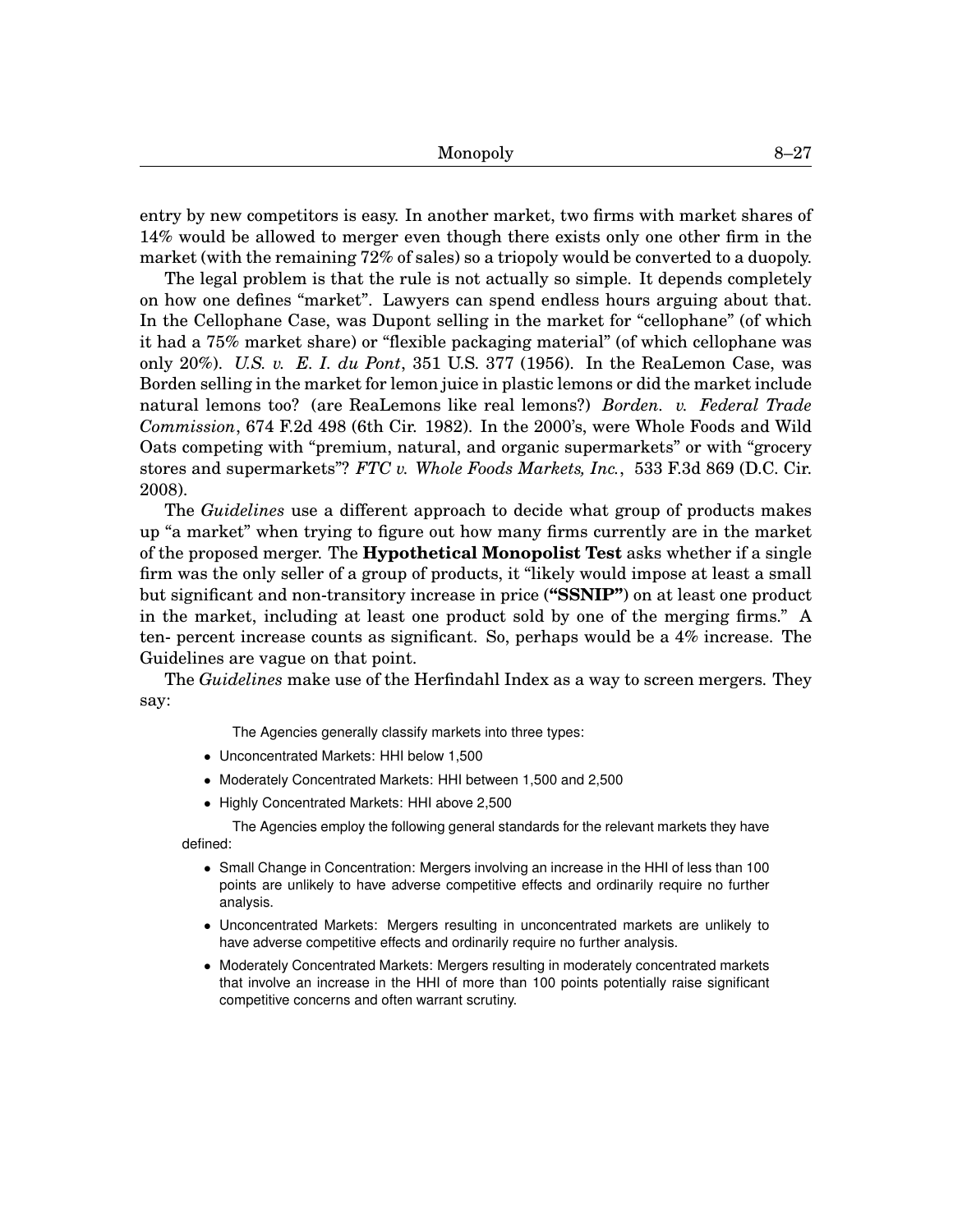entry by new competitors is easy. In another market, two firms with market shares of 14% would be allowed to merger even though there exists only one other firm in the market (with the remaining 72% of sales) so a triopoly would be converted to a duopoly.

The legal problem is that the rule is not actually so simple. It depends completely on how one defines "market". Lawyers can spend endless hours arguing about that. In the Cellophane Case, was Dupont selling in the market for "cellophane" (of which it had a 75% market share) or "flexible packaging material" (of which cellophane was only 20%). *U.S. v. E. I. du Pont*, 351 U.S. 377 (1956). In the ReaLemon Case, was Borden selling in the market for lemon juice in plastic lemons or did the market include natural lemons too? (are ReaLemons like real lemons?) *Borden. v. Federal Trade Commission*, 674 F.2d 498 (6th Cir. 1982). In the 2000's, were Whole Foods and Wild Oats competing with "premium, natural, and organic supermarkets" or with "grocery stores and supermarkets"? *FTC v. Whole Foods Markets, Inc.*, 533 F.3d 869 (D.C. Cir. 2008).

The *Guidelines* use a different approach to decide what group of products makes up "a market" when trying to figure out how many firms currently are in the market of the proposed merger. The **Hypothetical Monopolist Test** asks whether if a single firm was the only seller of a group of products, it "likely would impose at least a small but significant and non-transitory increase in price (**"SSNIP"**) on at least one product in the market, including at least one product sold by one of the merging firms." A ten- percent increase counts as significant. So, perhaps would be a 4% increase. The Guidelines are vague on that point.

The *Guidelines* make use of the Herfindahl Index as a way to screen mergers. They say:

> The Agencies generally classify markets into three types:
>
> - Unconcentrated Markets: HHI below 1,500
> - Moderately Concentrated Markets: HHI between 1,500 and 2,500
> - Highly Concentrated Markets: HHI above 2,500
>
> The Agencies employ the following general standards for the relevant markets they have defined:
>
> - Small Change in Concentration: Mergers involving an increase in the HHI of less than 100 points are unlikely to have adverse competitive effects and ordinarily require no further analysis.
> - Unconcentrated Markets: Mergers resulting in unconcentrated markets are unlikely to have adverse competitive effects and ordinarily require no further analysis.
> - Moderately Concentrated Markets: Mergers resulting in moderately concentrated markets that involve an increase in the HHI of more than 100 points potentially raise significant competitive concerns and often warrant scrutiny.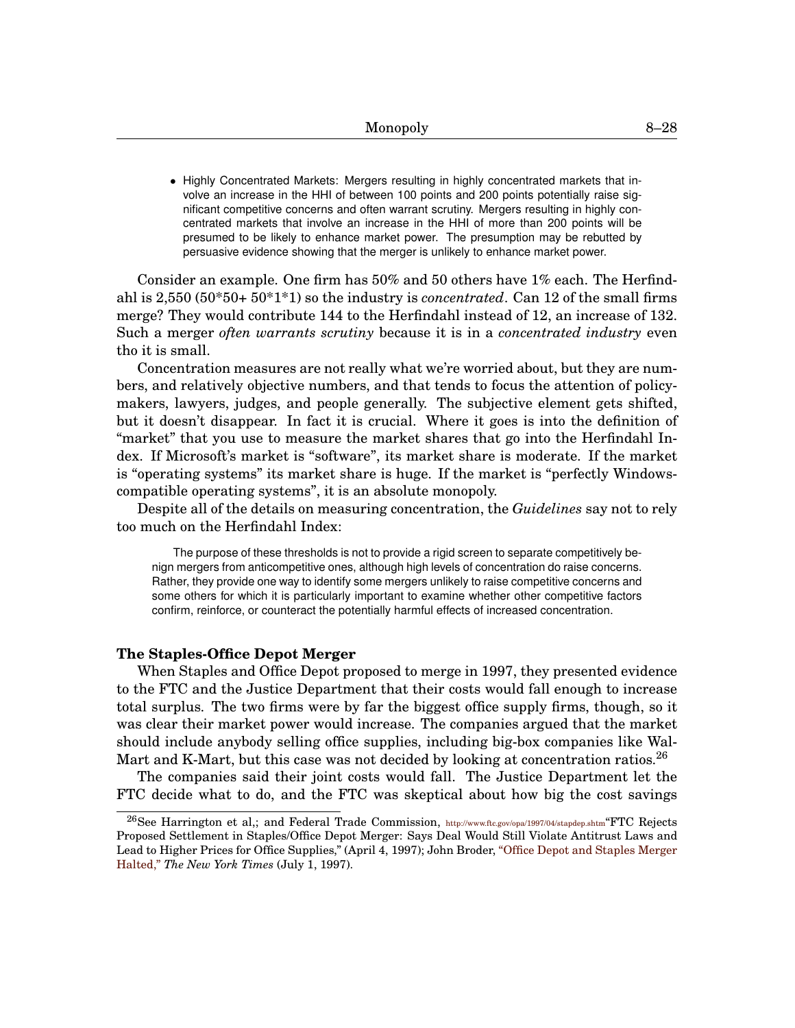- Highly Concentrated Markets: Mergers resulting in highly concentrated markets that involve an increase in the HHI of between 100 points and 200 points potentially raise significant competitive concerns and often warrant scrutiny. Mergers resulting in highly concentrated markets that involve an increase in the HHI of more than 200 points will be presumed to be likely to enhance market power. The presumption may be rebutted by persuasive evidence showing that the merger is unlikely to enhance market power.

Consider an example. One firm has 50% and 50 others have 1% each. The Herfindahl is 2,550 (50*50+ 50*1*1) so the industry is *concentrated*. Can 12 of the small firms merge? They would contribute 144 to the Herfindahl instead of 12, an increase of 132. Such a merger *often warrants scrutiny* because it is in a *concentrated industry* even tho it is small.

Concentration measures are not really what we're worried about, but they are numbers, and relatively objective numbers, and that tends to focus the attention of policymakers, lawyers, judges, and people generally. The subjective element gets shifted, but it doesn't disappear. In fact it is crucial. Where it goes is into the definition of "market" that you use to measure the market shares that go into the Herfindahl Index. If Microsoft's market is "software", its market share is moderate. If the market is "operating systems" its market share is huge. If the market is "perfectly Windows-compatible operating systems", it is an absolute monopoly.

Despite all of the details on measuring concentration, the *Guidelines* say not to rely too much on the Herfindahl Index:

> The purpose of these thresholds is not to provide a rigid screen to separate competitively benign mergers from anticompetitive ones, although high levels of concentration do raise concerns. Rather, they provide one way to identify some mergers unlikely to raise competitive concerns and some others for which it is particularly important to examine whether other competitive factors confirm, reinforce, or counteract the potentially harmful effects of increased concentration.

**The Staples-Office Depot Merger**

When Staples and Office Depot proposed to merge in 1997, they presented evidence to the FTC and the Justice Department that their costs would fall enough to increase total surplus. The two firms were by far the biggest office supply firms, though, so it was clear their market power would increase. The companies argued that the market should include anybody selling office supplies, including big-box companies like Wal-Mart and K-Mart, but this case was not decided by looking at concentration ratios.[26]

The companies said their joint costs would fall. The Justice Department let the FTC decide what to do, and the FTC was skeptical about how big the cost savings

[26] See Harrington et al,; and Federal Trade Commission, http://www.ftc.gov/opa/1997/04/stapdep.shtm"FTC Rejects Proposed Settlement in Staples/Office Depot Merger: Says Deal Would Still Violate Antitrust Laws and Lead to Higher Prices for Office Supplies," (April 4, 1997); John Broder, "Office Depot and Staples Merger Halted," *The New York Times* (July 1, 1997).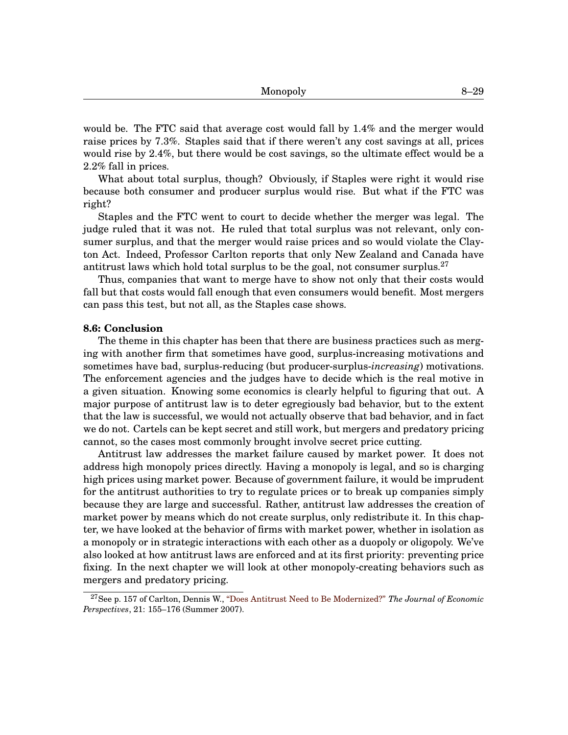would be. The FTC said that average cost would fall by 1.4% and the merger would raise prices by 7.3%. Staples said that if there weren't any cost savings at all, prices would rise by 2.4%, but there would be cost savings, so the ultimate effect would be a 2.2% fall in prices.

What about total surplus, though? Obviously, if Staples were right it would rise because both consumer and producer surplus would rise. But what if the FTC was right?

Staples and the FTC went to court to decide whether the merger was legal. The judge ruled that it was not. He ruled that total surplus was not relevant, only consumer surplus, and that the merger would raise prices and so would violate the Clayton Act. Indeed, Professor Carlton reports that only New Zealand and Canada have antitrust laws which hold total surplus to be the goal, not consumer surplus.[27]

Thus, companies that want to merge have to show not only that their costs would fall but that costs would fall enough that even consumers would benefit. Most mergers can pass this test, but not all, as the Staples case shows.

## 8.6: Conclusion

The theme in this chapter has been that there are business practices such as merging with another firm that sometimes have good, surplus-increasing motivations and sometimes have bad, surplus-reducing (but producer-surplus-*increasing*) motivations. The enforcement agencies and the judges have to decide which is the real motive in a given situation. Knowing some economics is clearly helpful to figuring that out. A major purpose of antitrust law is to deter egregiously bad behavior, but to the extent that the law is successful, we would not actually observe that bad behavior, and in fact we do not. Cartels can be kept secret and still work, but mergers and predatory pricing cannot, so the cases most commonly brought involve secret price cutting.

Antitrust law addresses the market failure caused by market power. It does not address high monopoly prices directly. Having a monopoly is legal, and so is charging high prices using market power. Because of government failure, it would be imprudent for the antitrust authorities to try to regulate prices or to break up companies simply because they are large and successful. Rather, antitrust law addresses the creation of market power by means which do not create surplus, only redistribute it. In this chapter, we have looked at the behavior of firms with market power, whether in isolation as a monopoly or in strategic interactions with each other as a duopoly or oligopoly. We've also looked at how antitrust laws are enforced and at its first priority: preventing price fixing. In the next chapter we will look at other monopoly-creating behaviors such as mergers and predatory pricing.

[27] See p. 157 of Carlton, Dennis W., "Does Antitrust Need to Be Modernized?" *The Journal of Economic Perspectives*, 21: 155–176 (Summer 2007).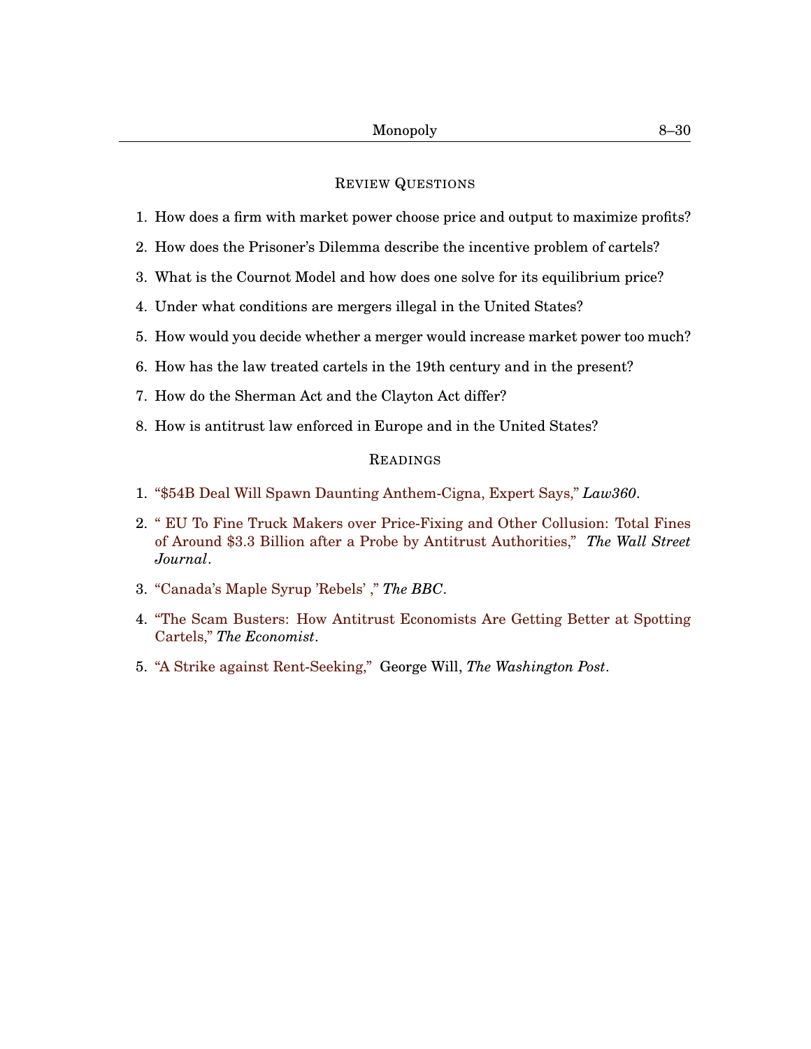## Review Questions

1. How does a firm with market power choose price and output to maximize profits?
2. How does the Prisoner's Dilemma describe the incentive problem of cartels?
3. What is the Cournot Model and how does one solve for its equilibrium price?
4. Under what conditions are mergers illegal in the United States?
5. How would you decide whether a merger would increase market power too much?
6. How has the law treated cartels in the 19th century and in the present?
7. How do the Sherman Act and the Clayton Act differ?
8. How is antitrust law enforced in Europe and in the United States?

## Readings

1. "$54B Deal Will Spawn Daunting Anthem-Cigna, Expert Says," *Law360*.
2. " EU To Fine Truck Makers over Price-Fixing and Other Collusion: Total Fines of Around $3.3 Billion after a Probe by Antitrust Authorities," *The Wall Street Journal*.
3. "Canada's Maple Syrup 'Rebels' ," *The BBC*.
4. "The Scam Busters: How Antitrust Economists Are Getting Better at Spotting Cartels," *The Economist*.
5. "A Strike against Rent-Seeking," George Will, *The Washington Post*.